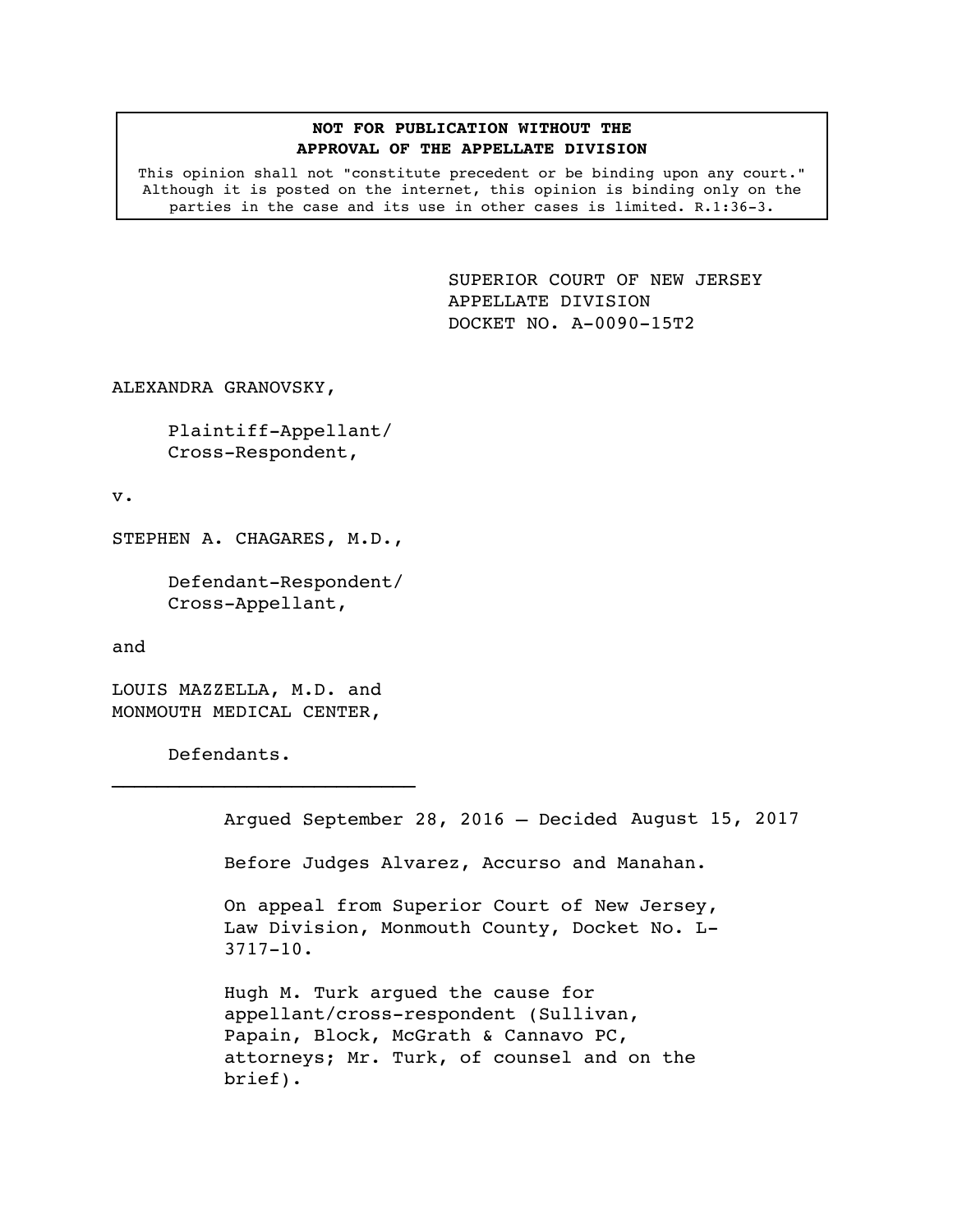**NOT FOR PUBLICATION WITHOUT THE APPROVAL OF THE APPELLATE DIVISION**

This opinion shall not "constitute precedent or be binding upon any court." Although it is posted on the internet, this opinion is binding only on the parties in the case and its use in other cases is limited. R.1:36-3.

SUPERIOR COURT OF NEW JERSEY
APPELLATE DIVISION
DOCKET NO. A-0090-15T2

ALEXANDRA GRANOVSKY,

Plaintiff-Appellant/
Cross-Respondent,

v.

STEPHEN A. CHAGARES, M.D.,

Defendant-Respondent/
Cross-Appellant,

and

LOUIS MAZZELLA, M.D. and
MONMOUTH MEDICAL CENTER,

Defendants.

---

Argued September 28, 2016 – Decided August 15, 2017

Before Judges Alvarez, Accurso and Manahan.

On appeal from Superior Court of New Jersey, Law Division, Monmouth County, Docket No. L-3717-10.

Hugh M. Turk argued the cause for appellant/cross-respondent (Sullivan, Papain, Block, McGrath & Cannavo PC, attorneys; Mr. Turk, of counsel and on the brief).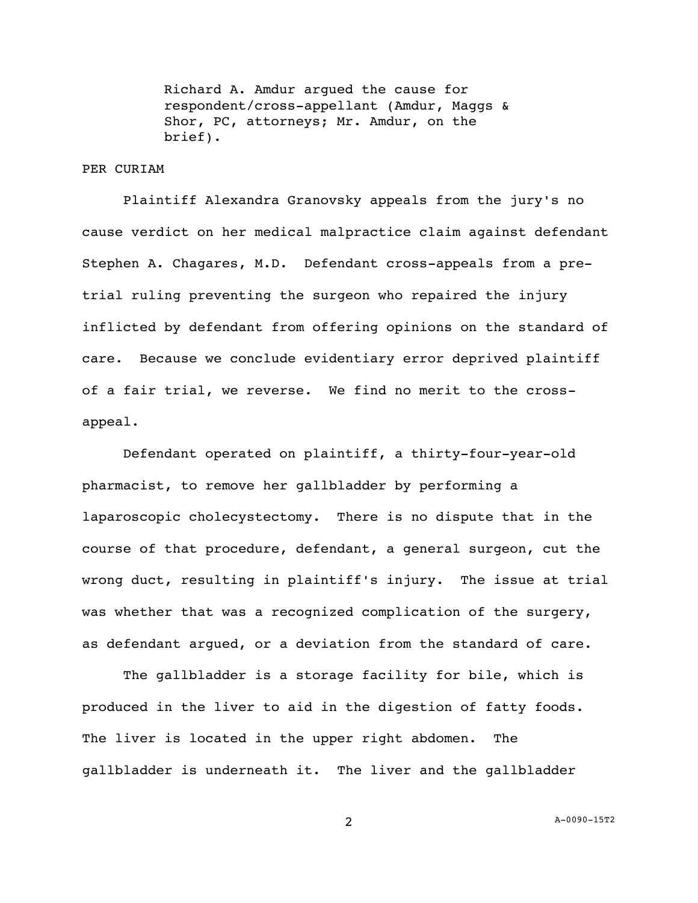Richard A. Amdur argued the cause for respondent/cross-appellant (Amdur, Maggs & Shor, PC, attorneys; Mr. Amdur, on the brief).

PER CURIAM

Plaintiff Alexandra Granovsky appeals from the jury's no cause verdict on her medical malpractice claim against defendant Stephen A. Chagares, M.D. Defendant cross-appeals from a pre-trial ruling preventing the surgeon who repaired the injury inflicted by defendant from offering opinions on the standard of care. Because we conclude evidentiary error deprived plaintiff of a fair trial, we reverse. We find no merit to the cross-appeal.

Defendant operated on plaintiff, a thirty-four-year-old pharmacist, to remove her gallbladder by performing a laparoscopic cholecystectomy. There is no dispute that in the course of that procedure, defendant, a general surgeon, cut the wrong duct, resulting in plaintiff's injury. The issue at trial was whether that was a recognized complication of the surgery, as defendant argued, or a deviation from the standard of care.

The gallbladder is a storage facility for bile, which is produced in the liver to aid in the digestion of fatty foods. The liver is located in the upper right abdomen. The gallbladder is underneath it. The liver and the gallbladder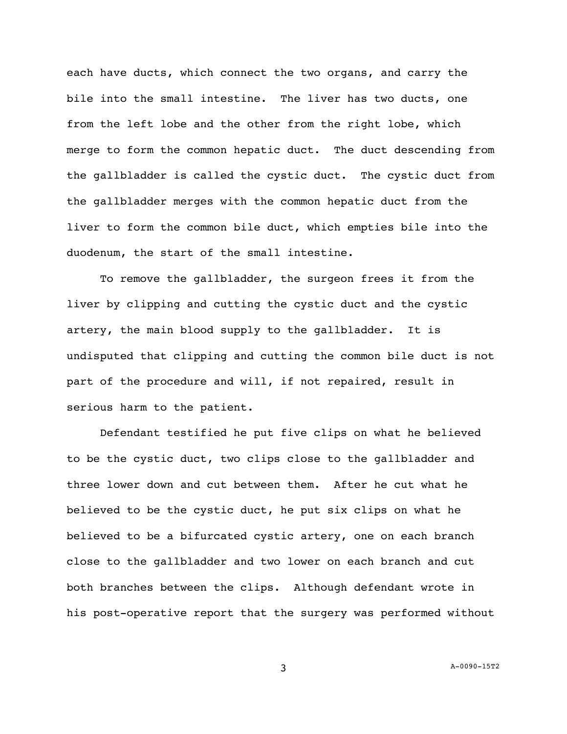each have ducts, which connect the two organs, and carry the bile into the small intestine. The liver has two ducts, one from the left lobe and the other from the right lobe, which merge to form the common hepatic duct. The duct descending from the gallbladder is called the cystic duct. The cystic duct from the gallbladder merges with the common hepatic duct from the liver to form the common bile duct, which empties bile into the duodenum, the start of the small intestine.

To remove the gallbladder, the surgeon frees it from the liver by clipping and cutting the cystic duct and the cystic artery, the main blood supply to the gallbladder. It is undisputed that clipping and cutting the common bile duct is not part of the procedure and will, if not repaired, result in serious harm to the patient.

Defendant testified he put five clips on what he believed to be the cystic duct, two clips close to the gallbladder and three lower down and cut between them. After he cut what he believed to be the cystic duct, he put six clips on what he believed to be a bifurcated cystic artery, one on each branch close to the gallbladder and two lower on each branch and cut both branches between the clips. Although defendant wrote in his post-operative report that the surgery was performed without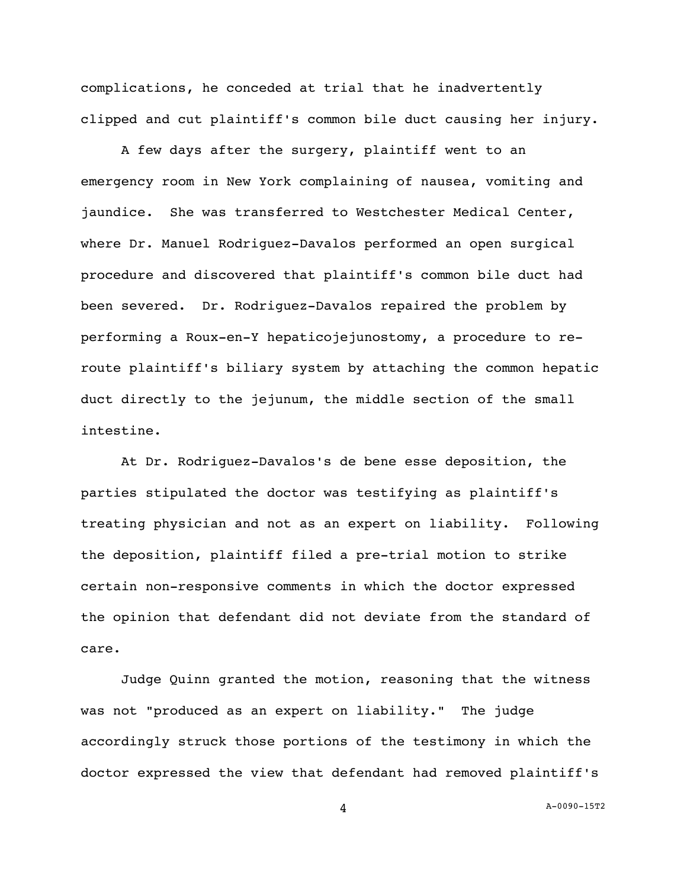complications, he conceded at trial that he inadvertently clipped and cut plaintiff's common bile duct causing her injury.

A few days after the surgery, plaintiff went to an emergency room in New York complaining of nausea, vomiting and jaundice. She was transferred to Westchester Medical Center, where Dr. Manuel Rodriguez-Davalos performed an open surgical procedure and discovered that plaintiff's common bile duct had been severed. Dr. Rodriguez-Davalos repaired the problem by performing a Roux-en-Y hepaticojejunostomy, a procedure to re-route plaintiff's biliary system by attaching the common hepatic duct directly to the jejunum, the middle section of the small intestine.

At Dr. Rodriguez-Davalos's de bene esse deposition, the parties stipulated the doctor was testifying as plaintiff's treating physician and not as an expert on liability. Following the deposition, plaintiff filed a pre-trial motion to strike certain non-responsive comments in which the doctor expressed the opinion that defendant did not deviate from the standard of care.

Judge Quinn granted the motion, reasoning that the witness was not "produced as an expert on liability." The judge accordingly struck those portions of the testimony in which the doctor expressed the view that defendant had removed plaintiff's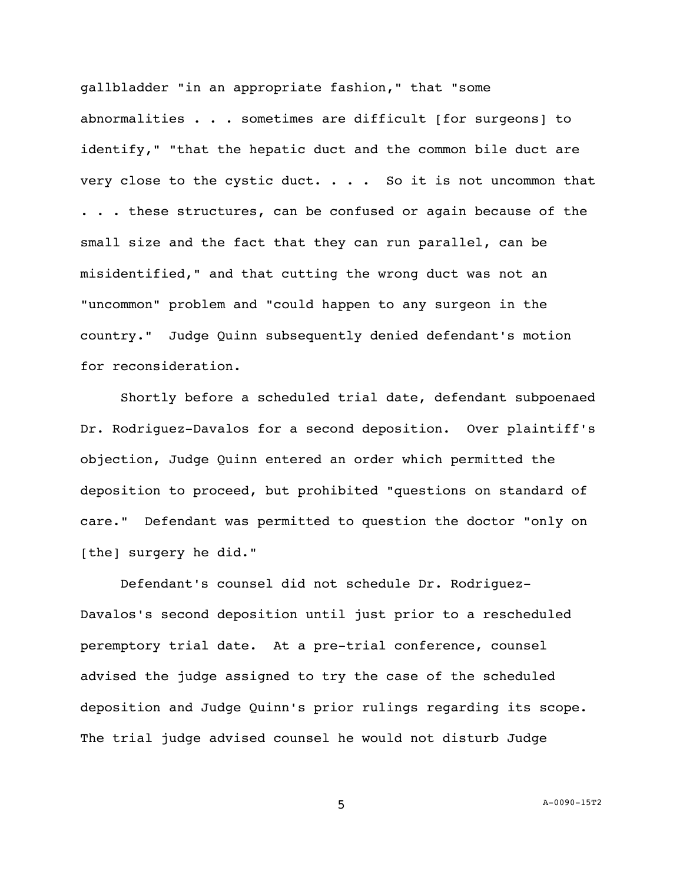gallbladder "in an appropriate fashion," that "some abnormalities . . . sometimes are difficult [for surgeons] to identify," "that the hepatic duct and the common bile duct are very close to the cystic duct. . . . So it is not uncommon that . . . these structures, can be confused or again because of the small size and the fact that they can run parallel, can be misidentified," and that cutting the wrong duct was not an "uncommon" problem and "could happen to any surgeon in the country." Judge Quinn subsequently denied defendant's motion for reconsideration.

Shortly before a scheduled trial date, defendant subpoenaed Dr. Rodriguez-Davalos for a second deposition. Over plaintiff's objection, Judge Quinn entered an order which permitted the deposition to proceed, but prohibited "questions on standard of care." Defendant was permitted to question the doctor "only on [the] surgery he did."

Defendant's counsel did not schedule Dr. Rodriguez-Davalos's second deposition until just prior to a rescheduled peremptory trial date. At a pre-trial conference, counsel advised the judge assigned to try the case of the scheduled deposition and Judge Quinn's prior rulings regarding its scope. The trial judge advised counsel he would not disturb Judge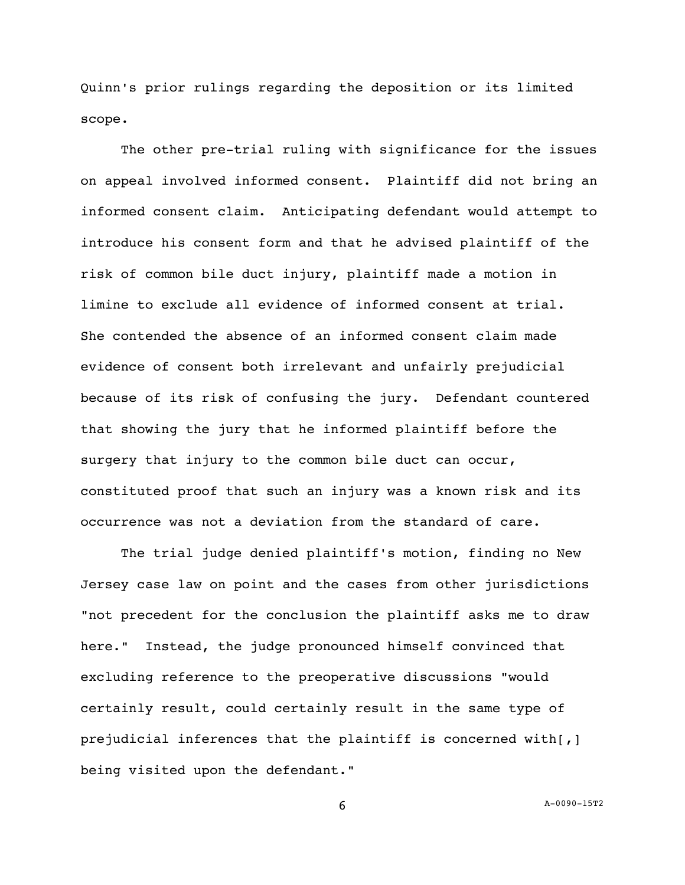Quinn's prior rulings regarding the deposition or its limited scope.

The other pre-trial ruling with significance for the issues on appeal involved informed consent. Plaintiff did not bring an informed consent claim. Anticipating defendant would attempt to introduce his consent form and that he advised plaintiff of the risk of common bile duct injury, plaintiff made a motion in limine to exclude all evidence of informed consent at trial. She contended the absence of an informed consent claim made evidence of consent both irrelevant and unfairly prejudicial because of its risk of confusing the jury. Defendant countered that showing the jury that he informed plaintiff before the surgery that injury to the common bile duct can occur, constituted proof that such an injury was a known risk and its occurrence was not a deviation from the standard of care.

The trial judge denied plaintiff's motion, finding no New Jersey case law on point and the cases from other jurisdictions "not precedent for the conclusion the plaintiff asks me to draw here." Instead, the judge pronounced himself convinced that excluding reference to the preoperative discussions "would certainly result, could certainly result in the same type of prejudicial inferences that the plaintiff is concerned with[,] being visited upon the defendant."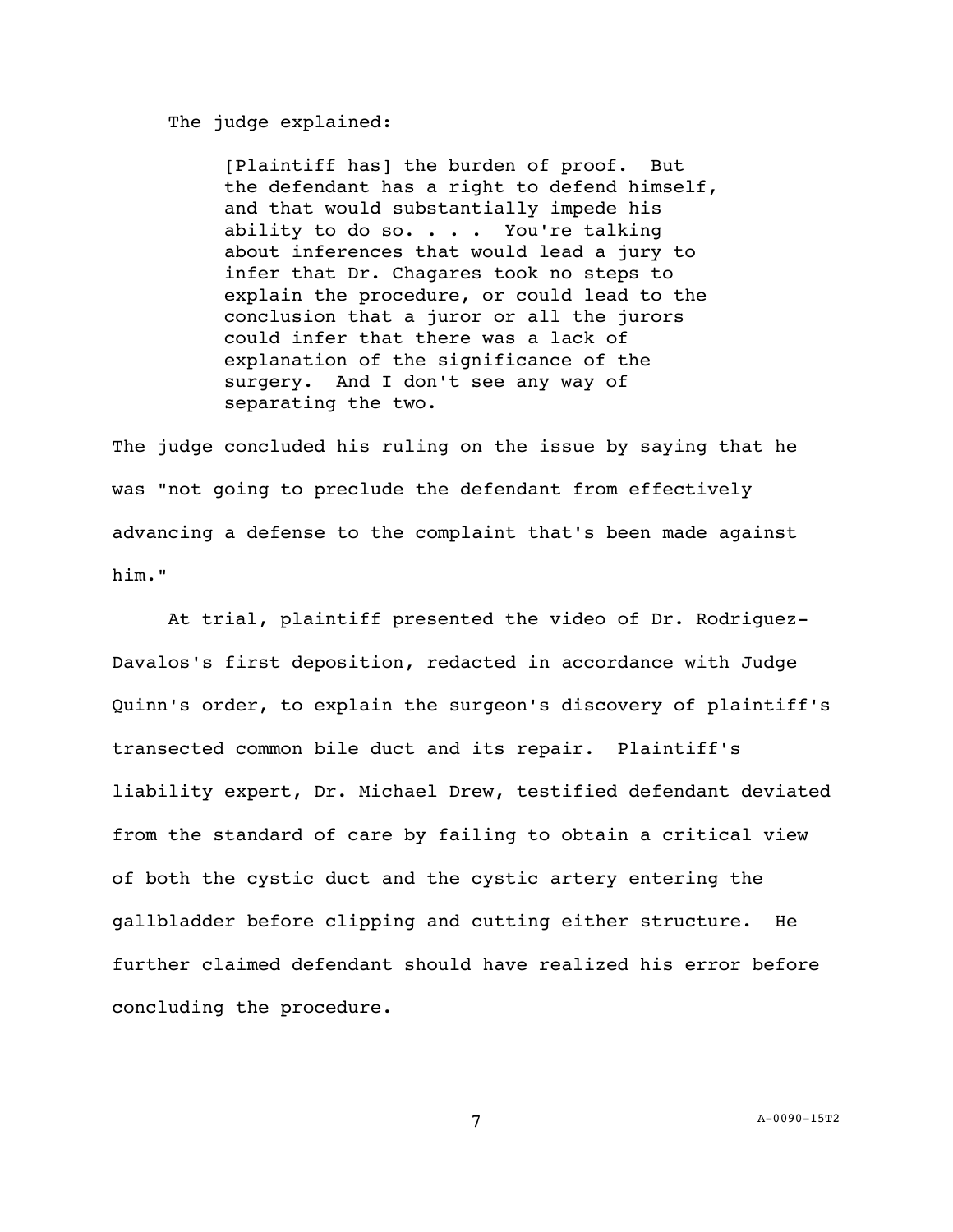The judge explained:

> [Plaintiff has] the burden of proof. But the defendant has a right to defend himself, and that would substantially impede his ability to do so. . . . You're talking about inferences that would lead a jury to infer that Dr. Chagares took no steps to explain the procedure, or could lead to the conclusion that a juror or all the jurors could infer that there was a lack of explanation of the significance of the surgery. And I don't see any way of separating the two.

The judge concluded his ruling on the issue by saying that he was "not going to preclude the defendant from effectively advancing a defense to the complaint that's been made against him."

At trial, plaintiff presented the video of Dr. Rodriguez-Davalos's first deposition, redacted in accordance with Judge Quinn's order, to explain the surgeon's discovery of plaintiff's transected common bile duct and its repair. Plaintiff's liability expert, Dr. Michael Drew, testified defendant deviated from the standard of care by failing to obtain a critical view of both the cystic duct and the cystic artery entering the gallbladder before clipping and cutting either structure. He further claimed defendant should have realized his error before concluding the procedure.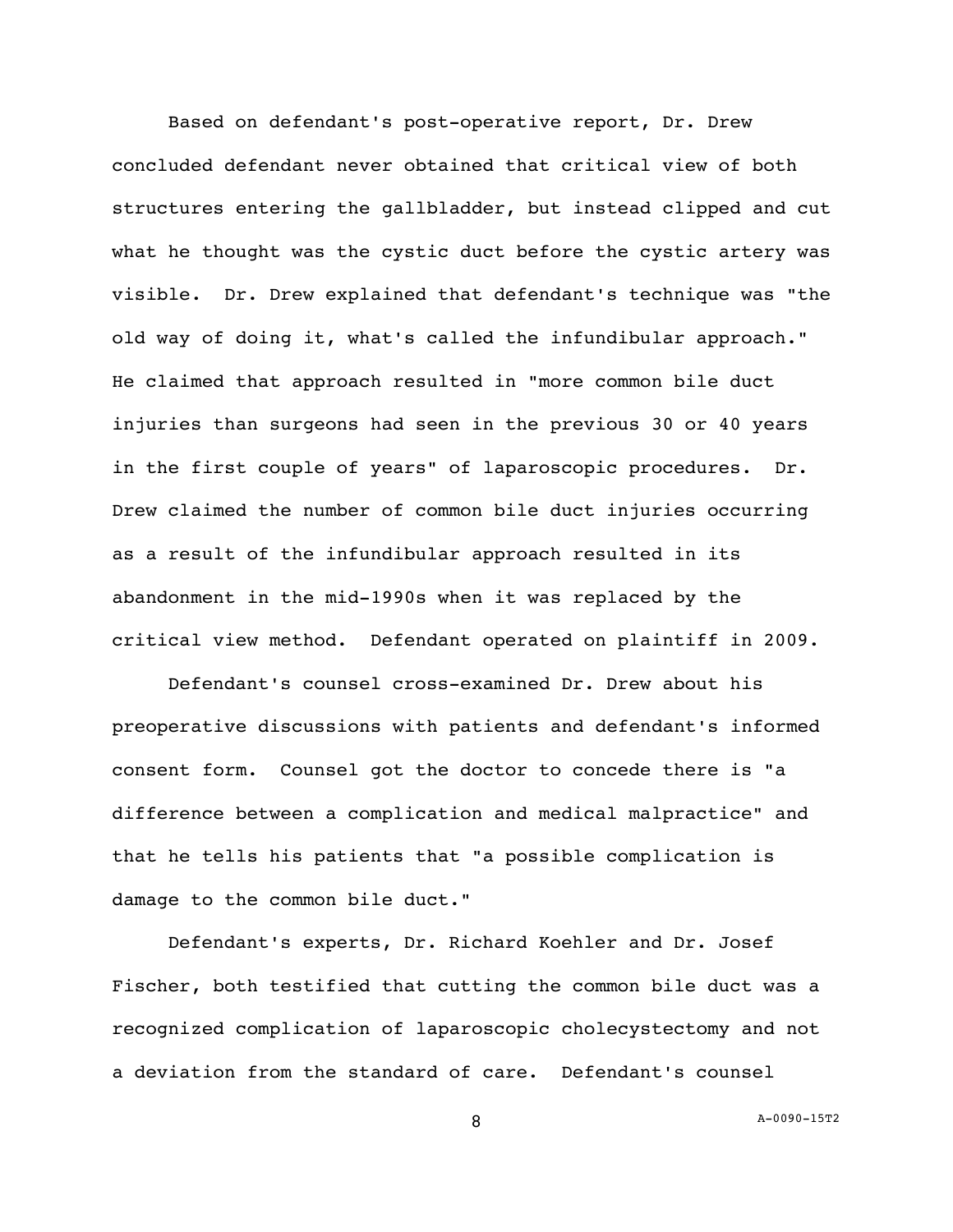Based on defendant's post-operative report, Dr. Drew concluded defendant never obtained that critical view of both structures entering the gallbladder, but instead clipped and cut what he thought was the cystic duct before the cystic artery was visible. Dr. Drew explained that defendant's technique was "the old way of doing it, what's called the infundibular approach." He claimed that approach resulted in "more common bile duct injuries than surgeons had seen in the previous 30 or 40 years in the first couple of years" of laparoscopic procedures. Dr. Drew claimed the number of common bile duct injuries occurring as a result of the infundibular approach resulted in its abandonment in the mid-1990s when it was replaced by the critical view method. Defendant operated on plaintiff in 2009.

Defendant's counsel cross-examined Dr. Drew about his preoperative discussions with patients and defendant's informed consent form. Counsel got the doctor to concede there is "a difference between a complication and medical malpractice" and that he tells his patients that "a possible complication is damage to the common bile duct."

Defendant's experts, Dr. Richard Koehler and Dr. Josef Fischer, both testified that cutting the common bile duct was a recognized complication of laparoscopic cholecystectomy and not a deviation from the standard of care. Defendant's counsel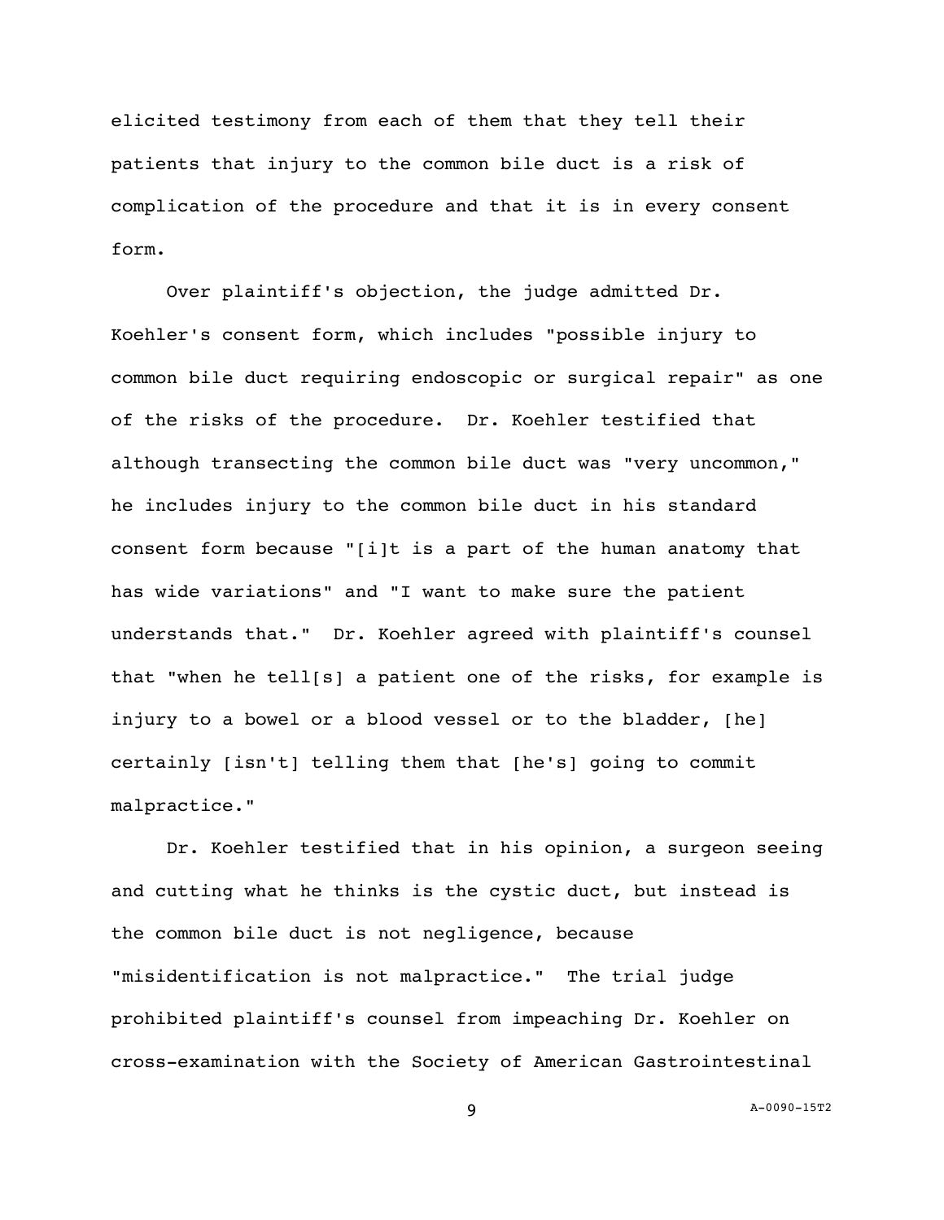elicited testimony from each of them that they tell their patients that injury to the common bile duct is a risk of complication of the procedure and that it is in every consent form.

Over plaintiff's objection, the judge admitted Dr. Koehler's consent form, which includes "possible injury to common bile duct requiring endoscopic or surgical repair" as one of the risks of the procedure. Dr. Koehler testified that although transecting the common bile duct was "very uncommon," he includes injury to the common bile duct in his standard consent form because "[i]t is a part of the human anatomy that has wide variations" and "I want to make sure the patient understands that." Dr. Koehler agreed with plaintiff's counsel that "when he tell[s] a patient one of the risks, for example is injury to a bowel or a blood vessel or to the bladder, [he] certainly [isn't] telling them that [he's] going to commit malpractice."

Dr. Koehler testified that in his opinion, a surgeon seeing and cutting what he thinks is the cystic duct, but instead is the common bile duct is not negligence, because "misidentification is not malpractice." The trial judge prohibited plaintiff's counsel from impeaching Dr. Koehler on cross-examination with the Society of American Gastrointestinal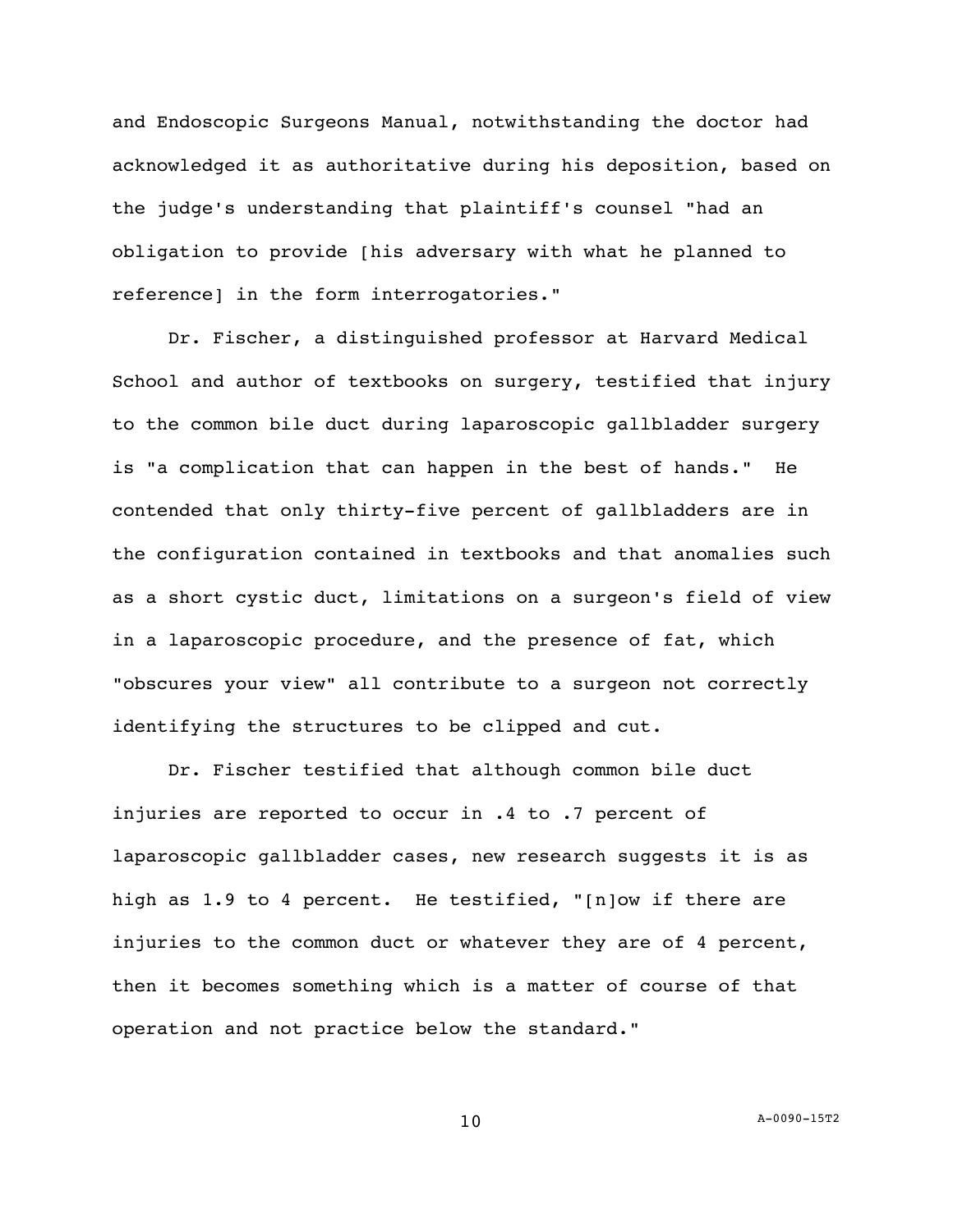and Endoscopic Surgeons Manual, notwithstanding the doctor had acknowledged it as authoritative during his deposition, based on the judge's understanding that plaintiff's counsel "had an obligation to provide [his adversary with what he planned to reference] in the form interrogatories."

Dr. Fischer, a distinguished professor at Harvard Medical School and author of textbooks on surgery, testified that injury to the common bile duct during laparoscopic gallbladder surgery is "a complication that can happen in the best of hands." He contended that only thirty-five percent of gallbladders are in the configuration contained in textbooks and that anomalies such as a short cystic duct, limitations on a surgeon's field of view in a laparoscopic procedure, and the presence of fat, which "obscures your view" all contribute to a surgeon not correctly identifying the structures to be clipped and cut.

Dr. Fischer testified that although common bile duct injuries are reported to occur in .4 to .7 percent of laparoscopic gallbladder cases, new research suggests it is as high as 1.9 to 4 percent. He testified, "[n]ow if there are injuries to the common duct or whatever they are of 4 percent, then it becomes something which is a matter of course of that operation and not practice below the standard."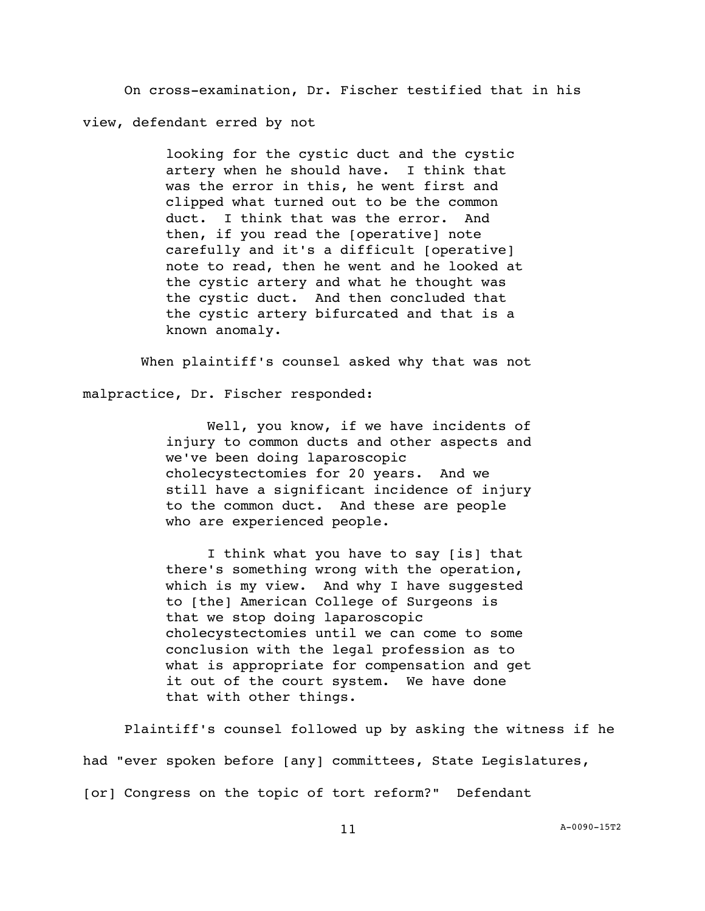On cross-examination, Dr. Fischer testified that in his view, defendant erred by not

> looking for the cystic duct and the cystic artery when he should have. I think that was the error in this, he went first and clipped what turned out to be the common duct. I think that was the error. And then, if you read the [operative] note carefully and it's a difficult [operative] note to read, then he went and he looked at the cystic artery and what he thought was the cystic duct. And then concluded that the cystic artery bifurcated and that is a known anomaly.

When plaintiff's counsel asked why that was not malpractice, Dr. Fischer responded:

> Well, you know, if we have incidents of injury to common ducts and other aspects and we've been doing laparoscopic cholecystectomies for 20 years. And we still have a significant incidence of injury to the common duct. And these are people who are experienced people.
>
> I think what you have to say [is] that there's something wrong with the operation, which is my view. And why I have suggested to [the] American College of Surgeons is that we stop doing laparoscopic cholecystectomies until we can come to some conclusion with the legal profession as to what is appropriate for compensation and get it out of the court system. We have done that with other things.

Plaintiff's counsel followed up by asking the witness if he had "ever spoken before [any] committees, State Legislatures, [or] Congress on the topic of tort reform?" Defendant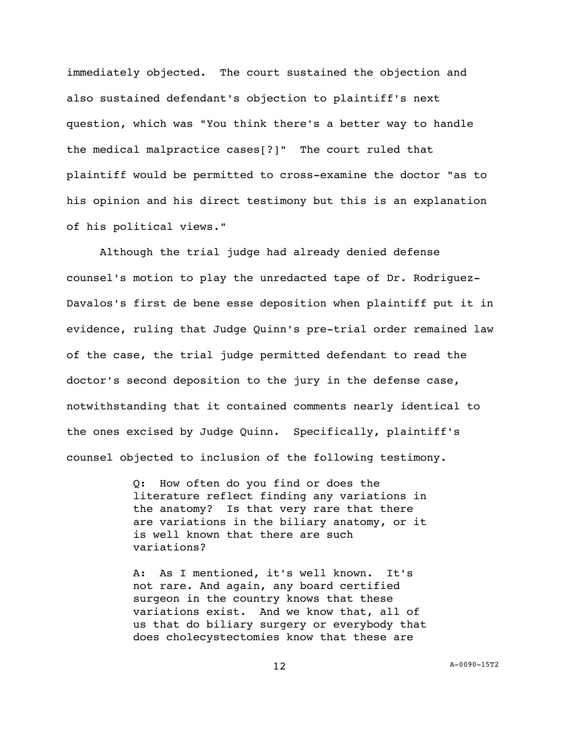immediately objected. The court sustained the objection and also sustained defendant's objection to plaintiff's next question, which was "You think there's a better way to handle the medical malpractice cases[?]" The court ruled that plaintiff would be permitted to cross-examine the doctor "as to his opinion and his direct testimony but this is an explanation of his political views."

Although the trial judge had already denied defense counsel's motion to play the unredacted tape of Dr. Rodriguez-Davalos's first de bene esse deposition when plaintiff put it in evidence, ruling that Judge Quinn's pre-trial order remained law of the case, the trial judge permitted defendant to read the doctor's second deposition to the jury in the defense case, notwithstanding that it contained comments nearly identical to the ones excised by Judge Quinn. Specifically, plaintiff's counsel objected to inclusion of the following testimony.

> Q: How often do you find or does the literature reflect finding any variations in the anatomy? Is that very rare that there are variations in the biliary anatomy, or it is well known that there are such variations?
>
> A: As I mentioned, it's well known. It's not rare. And again, any board certified surgeon in the country knows that these variations exist. And we know that, all of us that do biliary surgery or everybody that does cholecystectomies know that these are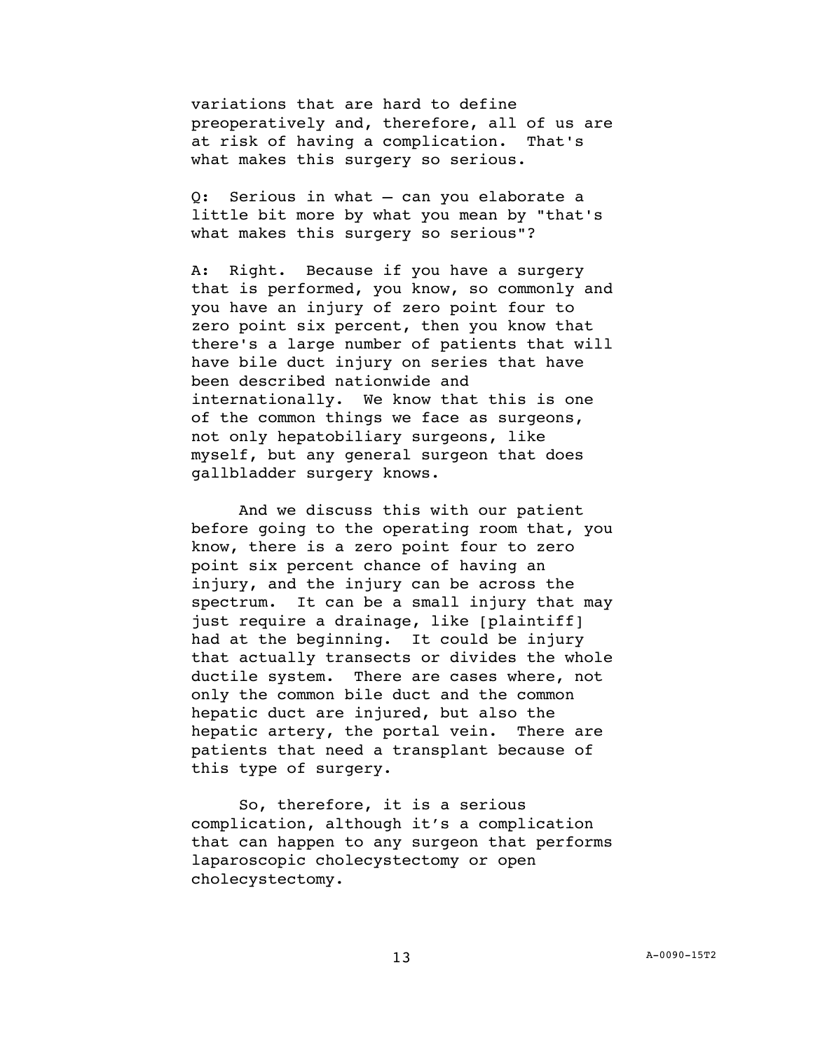variations that are hard to define preoperatively and, therefore, all of us are at risk of having a complication. That's what makes this surgery so serious.

Q: Serious in what – can you elaborate a little bit more by what you mean by "that's what makes this surgery so serious"?

A: Right. Because if you have a surgery that is performed, you know, so commonly and you have an injury of zero point four to zero point six percent, then you know that there's a large number of patients that will have bile duct injury on series that have been described nationwide and internationally. We know that this is one of the common things we face as surgeons, not only hepatobiliary surgeons, like myself, but any general surgeon that does gallbladder surgery knows.

And we discuss this with our patient before going to the operating room that, you know, there is a zero point four to zero point six percent chance of having an injury, and the injury can be across the spectrum. It can be a small injury that may just require a drainage, like [plaintiff] had at the beginning. It could be injury that actually transects or divides the whole ductile system. There are cases where, not only the common bile duct and the common hepatic duct are injured, but also the hepatic artery, the portal vein. There are patients that need a transplant because of this type of surgery.

So, therefore, it is a serious complication, although it's a complication that can happen to any surgeon that performs laparoscopic cholecystectomy or open cholecystectomy.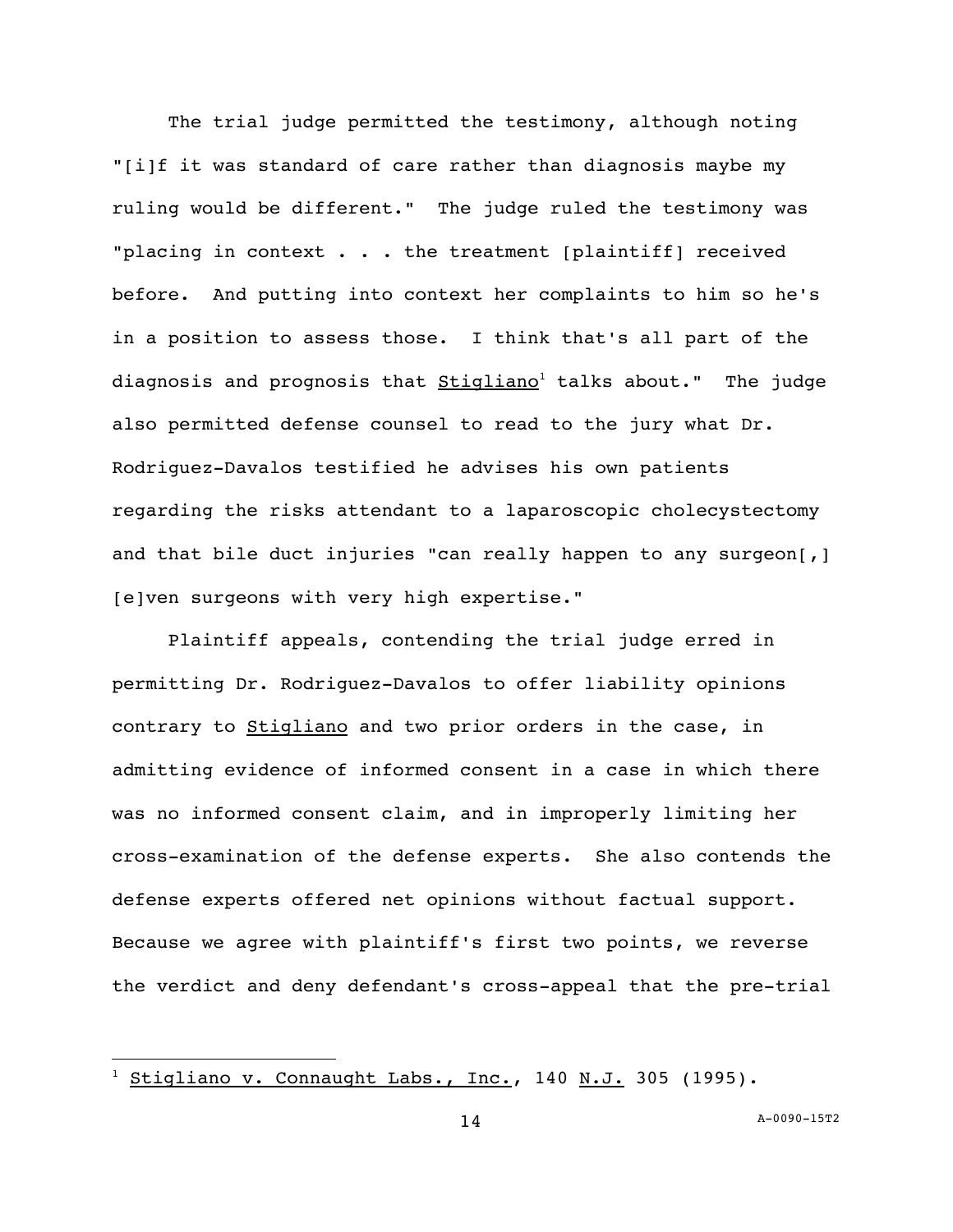The trial judge permitted the testimony, although noting "[i]f it was standard of care rather than diagnosis maybe my ruling would be different." The judge ruled the testimony was "placing in context . . . the treatment [plaintiff] received before. And putting into context her complaints to him so he's in a position to assess those. I think that's all part of the diagnosis and prognosis that Stigliano[1] talks about." The judge also permitted defense counsel to read to the jury what Dr. Rodriguez-Davalos testified he advises his own patients regarding the risks attendant to a laparoscopic cholecystectomy and that bile duct injuries "can really happen to any surgeon[,] [e]ven surgeons with very high expertise."

Plaintiff appeals, contending the trial judge erred in permitting Dr. Rodriguez-Davalos to offer liability opinions contrary to Stigliano and two prior orders in the case, in admitting evidence of informed consent in a case in which there was no informed consent claim, and in improperly limiting her cross-examination of the defense experts. She also contends the defense experts offered net opinions without factual support. Because we agree with plaintiff's first two points, we reverse the verdict and deny defendant's cross-appeal that the pre-trial

---

[1] Stigliano v. Connaught Labs., Inc., 140 N.J. 305 (1995).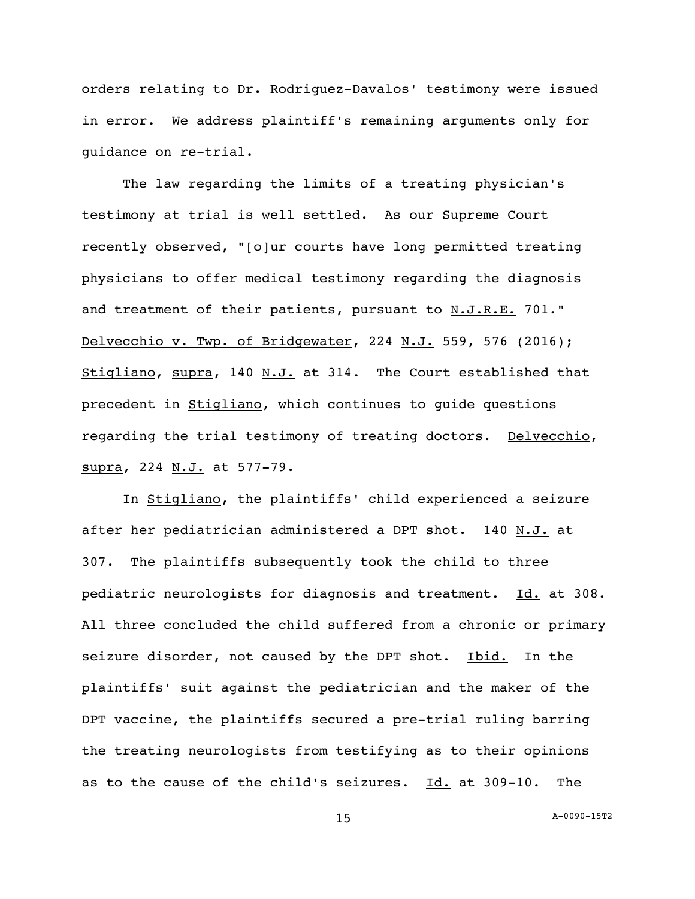orders relating to Dr. Rodriguez-Davalos' testimony were issued in error. We address plaintiff's remaining arguments only for guidance on re-trial.

The law regarding the limits of a treating physician's testimony at trial is well settled. As our Supreme Court recently observed, "[o]ur courts have long permitted treating physicians to offer medical testimony regarding the diagnosis and treatment of their patients, pursuant to N.J.R.E. 701." Delvecchio v. Twp. of Bridgewater, 224 N.J. 559, 576 (2016); Stigliano, supra, 140 N.J. at 314. The Court established that precedent in Stigliano, which continues to guide questions regarding the trial testimony of treating doctors. Delvecchio, supra, 224 N.J. at 577-79.

In Stigliano, the plaintiffs' child experienced a seizure after her pediatrician administered a DPT shot. 140 N.J. at 307. The plaintiffs subsequently took the child to three pediatric neurologists for diagnosis and treatment. Id. at 308. All three concluded the child suffered from a chronic or primary seizure disorder, not caused by the DPT shot. Ibid. In the plaintiffs' suit against the pediatrician and the maker of the DPT vaccine, the plaintiffs secured a pre-trial ruling barring the treating neurologists from testifying as to their opinions as to the cause of the child's seizures. Id. at 309-10. The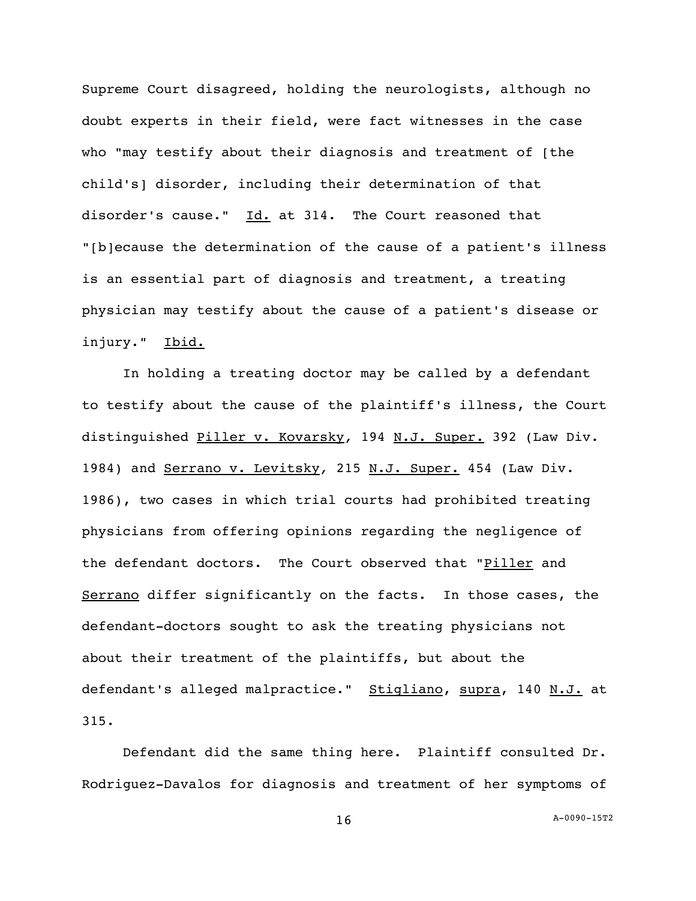Supreme Court disagreed, holding the neurologists, although no doubt experts in their field, were fact witnesses in the case who "may testify about their diagnosis and treatment of [the child's] disorder, including their determination of that disorder's cause." Id. at 314. The Court reasoned that "[b]ecause the determination of the cause of a patient's illness is an essential part of diagnosis and treatment, a treating physician may testify about the cause of a patient's disease or injury." Ibid.

In holding a treating doctor may be called by a defendant to testify about the cause of the plaintiff's illness, the Court distinguished Piller v. Kovarsky, 194 N.J. Super. 392 (Law Div. 1984) and Serrano v. Levitsky, 215 N.J. Super. 454 (Law Div. 1986), two cases in which trial courts had prohibited treating physicians from offering opinions regarding the negligence of the defendant doctors. The Court observed that "Piller and Serrano differ significantly on the facts. In those cases, the defendant-doctors sought to ask the treating physicians not about their treatment of the plaintiffs, but about the defendant's alleged malpractice." Stigliano, supra, 140 N.J. at 315.

Defendant did the same thing here. Plaintiff consulted Dr. Rodriguez-Davalos for diagnosis and treatment of her symptoms of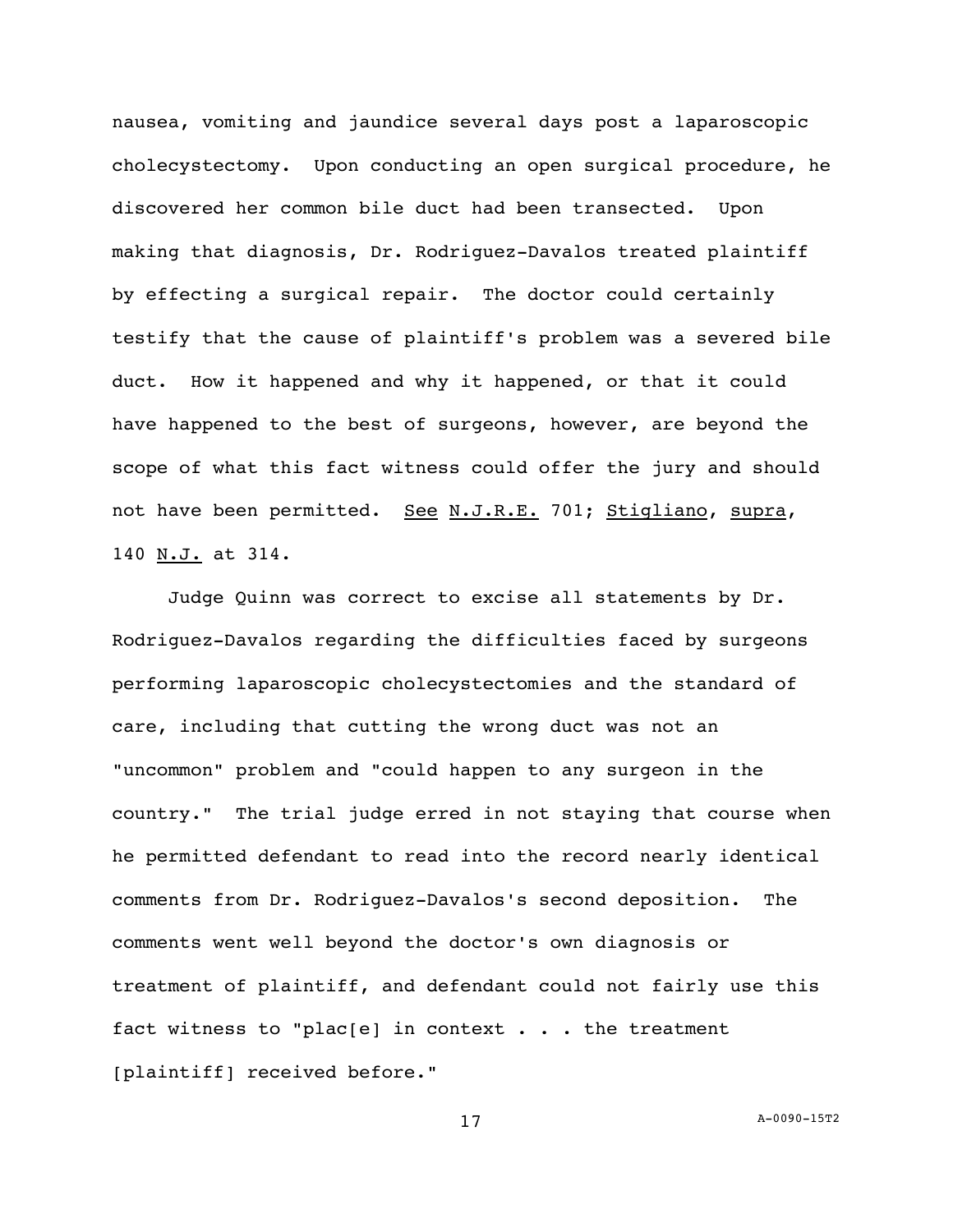nausea, vomiting and jaundice several days post a laparoscopic cholecystectomy. Upon conducting an open surgical procedure, he discovered her common bile duct had been transected. Upon making that diagnosis, Dr. Rodriguez-Davalos treated plaintiff by effecting a surgical repair. The doctor could certainly testify that the cause of plaintiff's problem was a severed bile duct. How it happened and why it happened, or that it could have happened to the best of surgeons, however, are beyond the scope of what this fact witness could offer the jury and should not have been permitted. See N.J.R.E. 701; Stigliano, supra, 140 N.J. at 314.

Judge Quinn was correct to excise all statements by Dr. Rodriguez-Davalos regarding the difficulties faced by surgeons performing laparoscopic cholecystectomies and the standard of care, including that cutting the wrong duct was not an "uncommon" problem and "could happen to any surgeon in the country." The trial judge erred in not staying that course when he permitted defendant to read into the record nearly identical comments from Dr. Rodriguez-Davalos's second deposition. The comments went well beyond the doctor's own diagnosis or treatment of plaintiff, and defendant could not fairly use this fact witness to "plac[e] in context . . . the treatment [plaintiff] received before."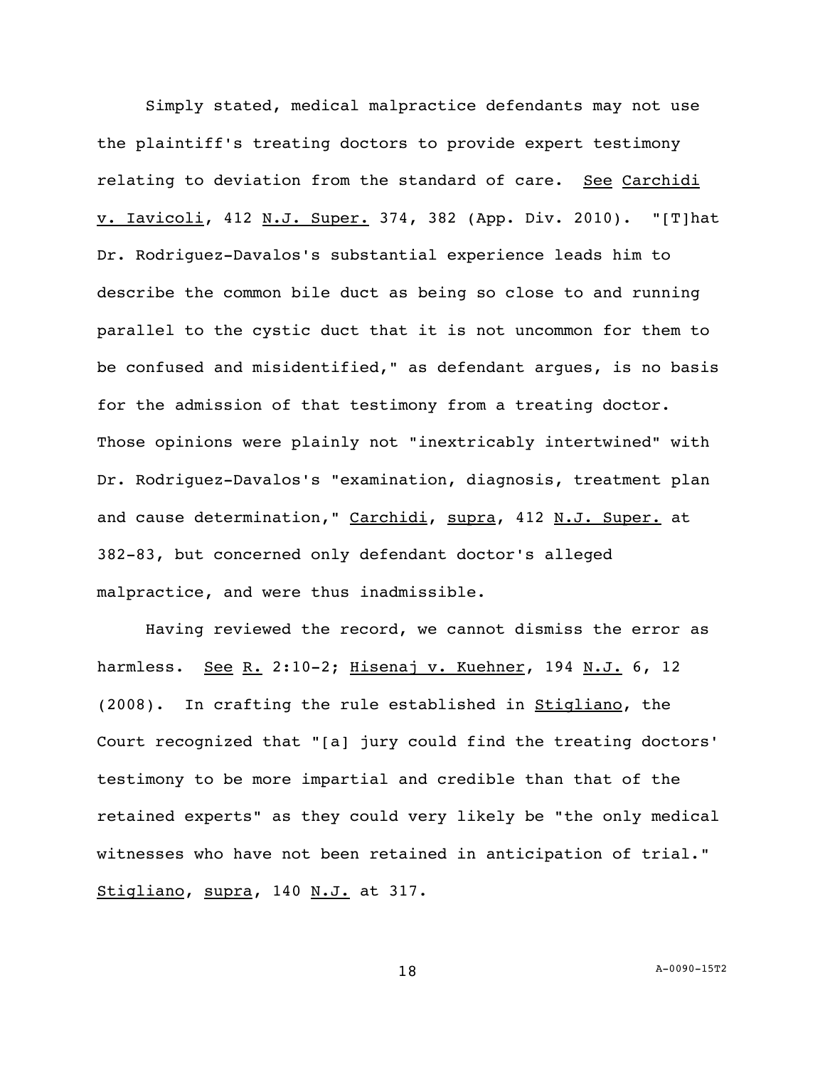Simply stated, medical malpractice defendants may not use the plaintiff's treating doctors to provide expert testimony relating to deviation from the standard of care. See Carchidi v. Iavicoli, 412 N.J. Super. 374, 382 (App. Div. 2010). "[T]hat Dr. Rodriguez-Davalos's substantial experience leads him to describe the common bile duct as being so close to and running parallel to the cystic duct that it is not uncommon for them to be confused and misidentified," as defendant argues, is no basis for the admission of that testimony from a treating doctor. Those opinions were plainly not "inextricably intertwined" with Dr. Rodriguez-Davalos's "examination, diagnosis, treatment plan and cause determination," Carchidi, supra, 412 N.J. Super. at 382-83, but concerned only defendant doctor's alleged malpractice, and were thus inadmissible.

Having reviewed the record, we cannot dismiss the error as harmless. See R. 2:10-2; Hisenaj v. Kuehner, 194 N.J. 6, 12 (2008). In crafting the rule established in Stigliano, the Court recognized that "[a] jury could find the treating doctors' testimony to be more impartial and credible than that of the retained experts" as they could very likely be "the only medical witnesses who have not been retained in anticipation of trial." Stigliano, supra, 140 N.J. at 317.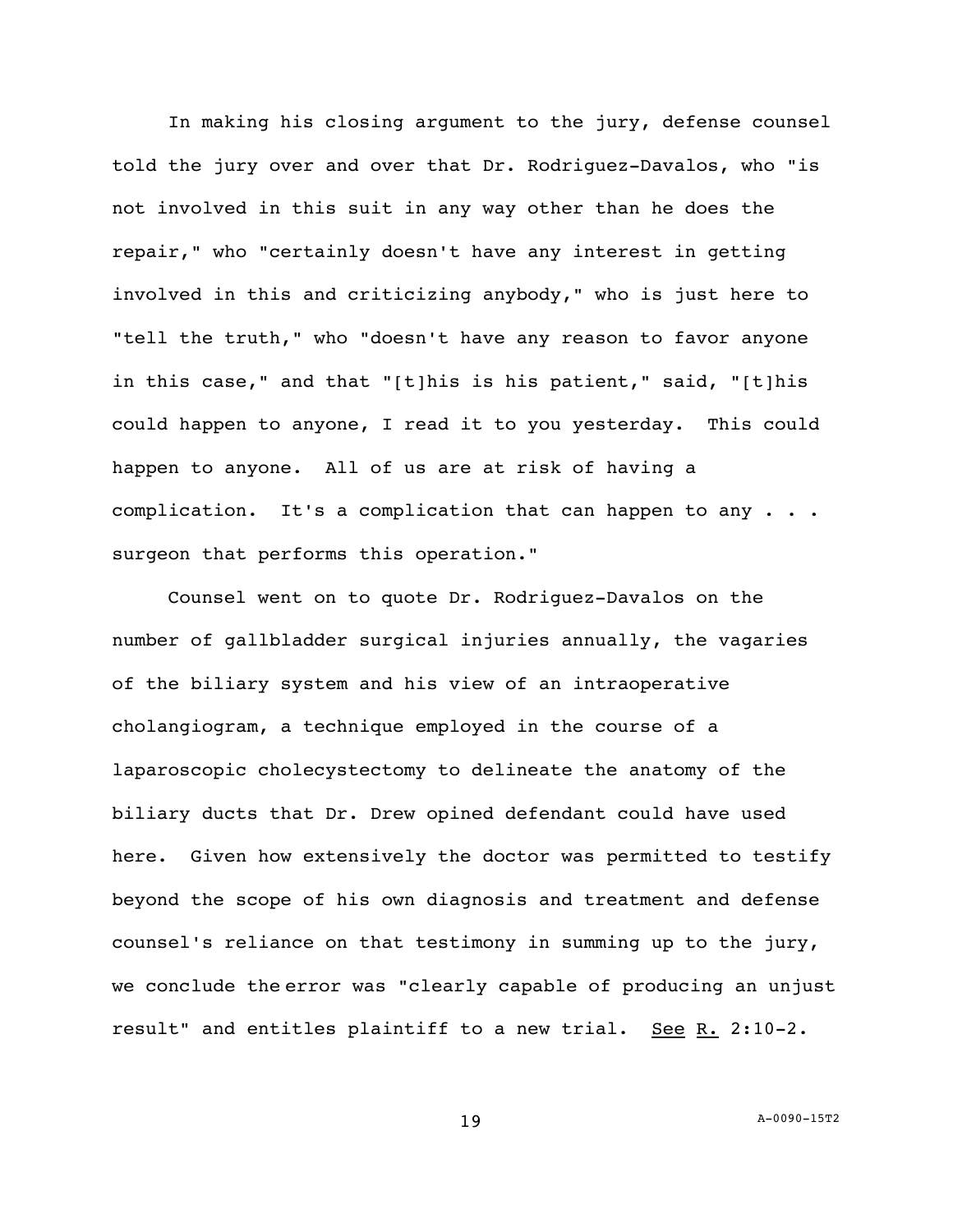In making his closing argument to the jury, defense counsel told the jury over and over that Dr. Rodriguez-Davalos, who "is not involved in this suit in any way other than he does the repair," who "certainly doesn't have any interest in getting involved in this and criticizing anybody," who is just here to "tell the truth," who "doesn't have any reason to favor anyone in this case," and that "[t]his is his patient," said, "[t]his could happen to anyone, I read it to you yesterday. This could happen to anyone. All of us are at risk of having a complication. It's a complication that can happen to any . . . surgeon that performs this operation."

Counsel went on to quote Dr. Rodriguez-Davalos on the number of gallbladder surgical injuries annually, the vagaries of the biliary system and his view of an intraoperative cholangiogram, a technique employed in the course of a laparoscopic cholecystectomy to delineate the anatomy of the biliary ducts that Dr. Drew opined defendant could have used here. Given how extensively the doctor was permitted to testify beyond the scope of his own diagnosis and treatment and defense counsel's reliance on that testimony in summing up to the jury, we conclude the error was "clearly capable of producing an unjust result" and entitles plaintiff to a new trial. See R. 2:10-2.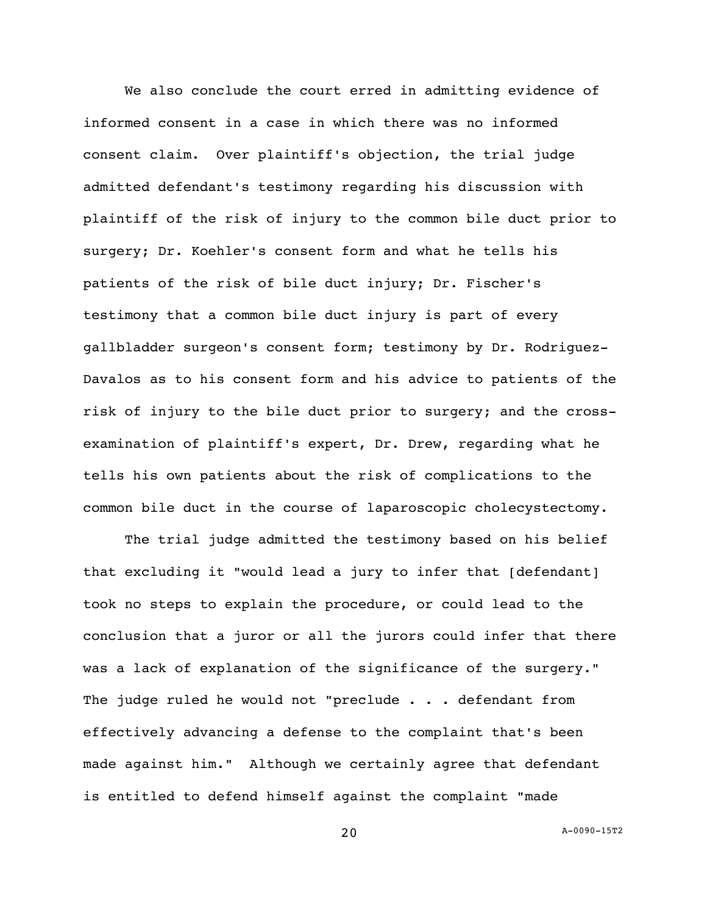We also conclude the court erred in admitting evidence of informed consent in a case in which there was no informed consent claim. Over plaintiff's objection, the trial judge admitted defendant's testimony regarding his discussion with plaintiff of the risk of injury to the common bile duct prior to surgery; Dr. Koehler's consent form and what he tells his patients of the risk of bile duct injury; Dr. Fischer's testimony that a common bile duct injury is part of every gallbladder surgeon's consent form; testimony by Dr. Rodriguez-Davalos as to his consent form and his advice to patients of the risk of injury to the bile duct prior to surgery; and the cross-examination of plaintiff's expert, Dr. Drew, regarding what he tells his own patients about the risk of complications to the common bile duct in the course of laparoscopic cholecystectomy.

The trial judge admitted the testimony based on his belief that excluding it "would lead a jury to infer that [defendant] took no steps to explain the procedure, or could lead to the conclusion that a juror or all the jurors could infer that there was a lack of explanation of the significance of the surgery." The judge ruled he would not "preclude . . . defendant from effectively advancing a defense to the complaint that's been made against him." Although we certainly agree that defendant is entitled to defend himself against the complaint "made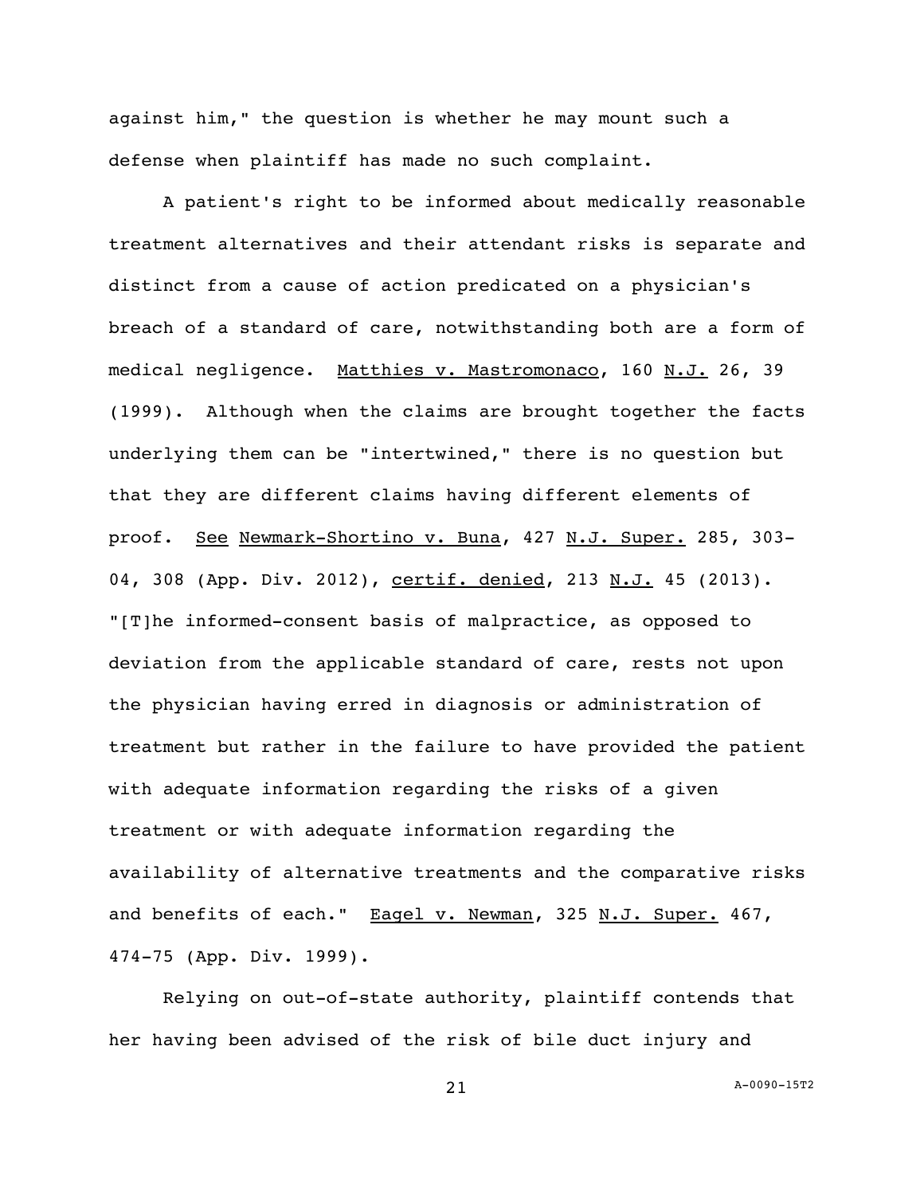against him," the question is whether he may mount such a defense when plaintiff has made no such complaint.

A patient's right to be informed about medically reasonable treatment alternatives and their attendant risks is separate and distinct from a cause of action predicated on a physician's breach of a standard of care, notwithstanding both are a form of medical negligence. Matthies v. Mastromonaco, 160 N.J. 26, 39 (1999). Although when the claims are brought together the facts underlying them can be "intertwined," there is no question but that they are different claims having different elements of proof. See Newmark-Shortino v. Buna, 427 N.J. Super. 285, 303-04, 308 (App. Div. 2012), certif. denied, 213 N.J. 45 (2013). "[T]he informed-consent basis of malpractice, as opposed to deviation from the applicable standard of care, rests not upon the physician having erred in diagnosis or administration of treatment but rather in the failure to have provided the patient with adequate information regarding the risks of a given treatment or with adequate information regarding the availability of alternative treatments and the comparative risks and benefits of each." Eagel v. Newman, 325 N.J. Super. 467, 474-75 (App. Div. 1999).

Relying on out-of-state authority, plaintiff contends that her having been advised of the risk of bile duct injury and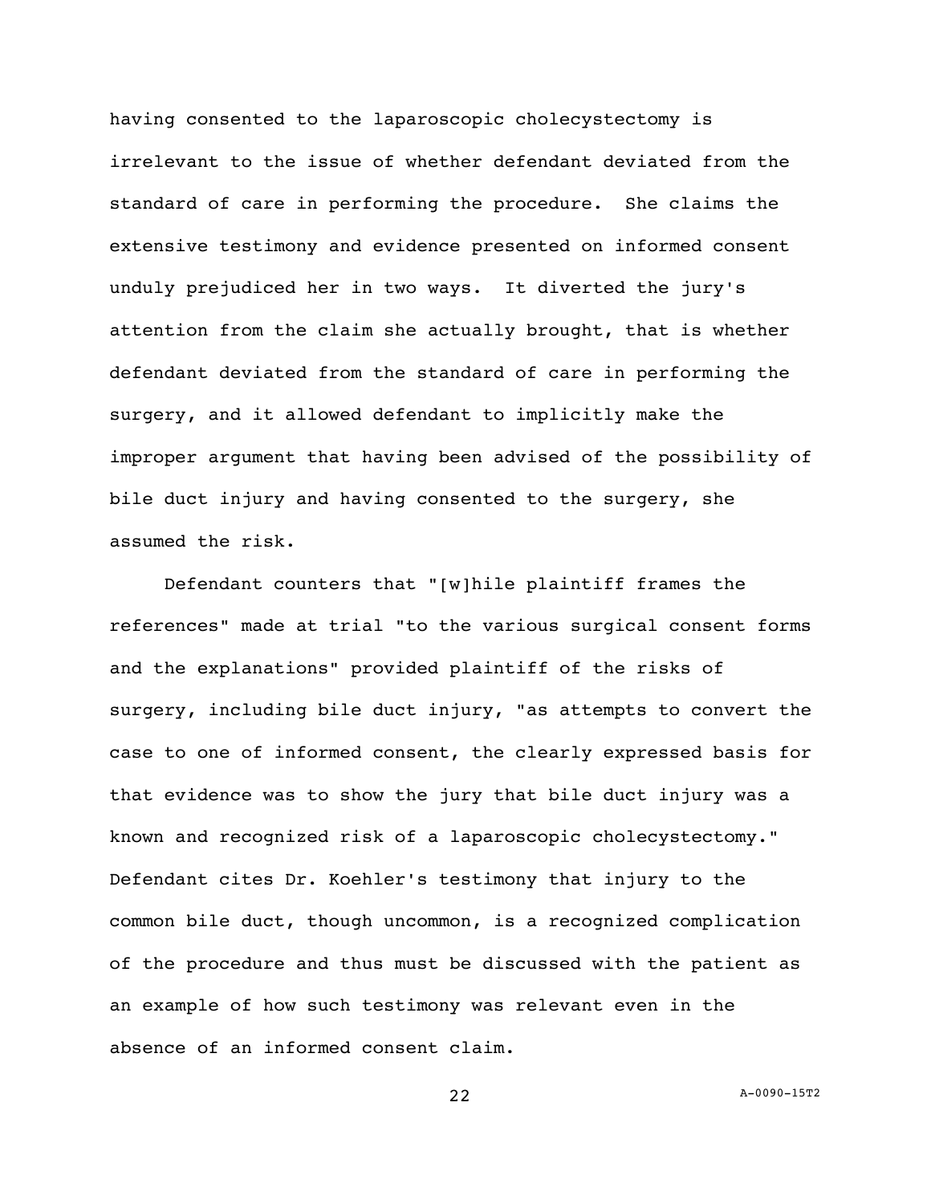having consented to the laparoscopic cholecystectomy is irrelevant to the issue of whether defendant deviated from the standard of care in performing the procedure. She claims the extensive testimony and evidence presented on informed consent unduly prejudiced her in two ways. It diverted the jury's attention from the claim she actually brought, that is whether defendant deviated from the standard of care in performing the surgery, and it allowed defendant to implicitly make the improper argument that having been advised of the possibility of bile duct injury and having consented to the surgery, she assumed the risk.

Defendant counters that "[w]hile plaintiff frames the references" made at trial "to the various surgical consent forms and the explanations" provided plaintiff of the risks of surgery, including bile duct injury, "as attempts to convert the case to one of informed consent, the clearly expressed basis for that evidence was to show the jury that bile duct injury was a known and recognized risk of a laparoscopic cholecystectomy." Defendant cites Dr. Koehler's testimony that injury to the common bile duct, though uncommon, is a recognized complication of the procedure and thus must be discussed with the patient as an example of how such testimony was relevant even in the absence of an informed consent claim.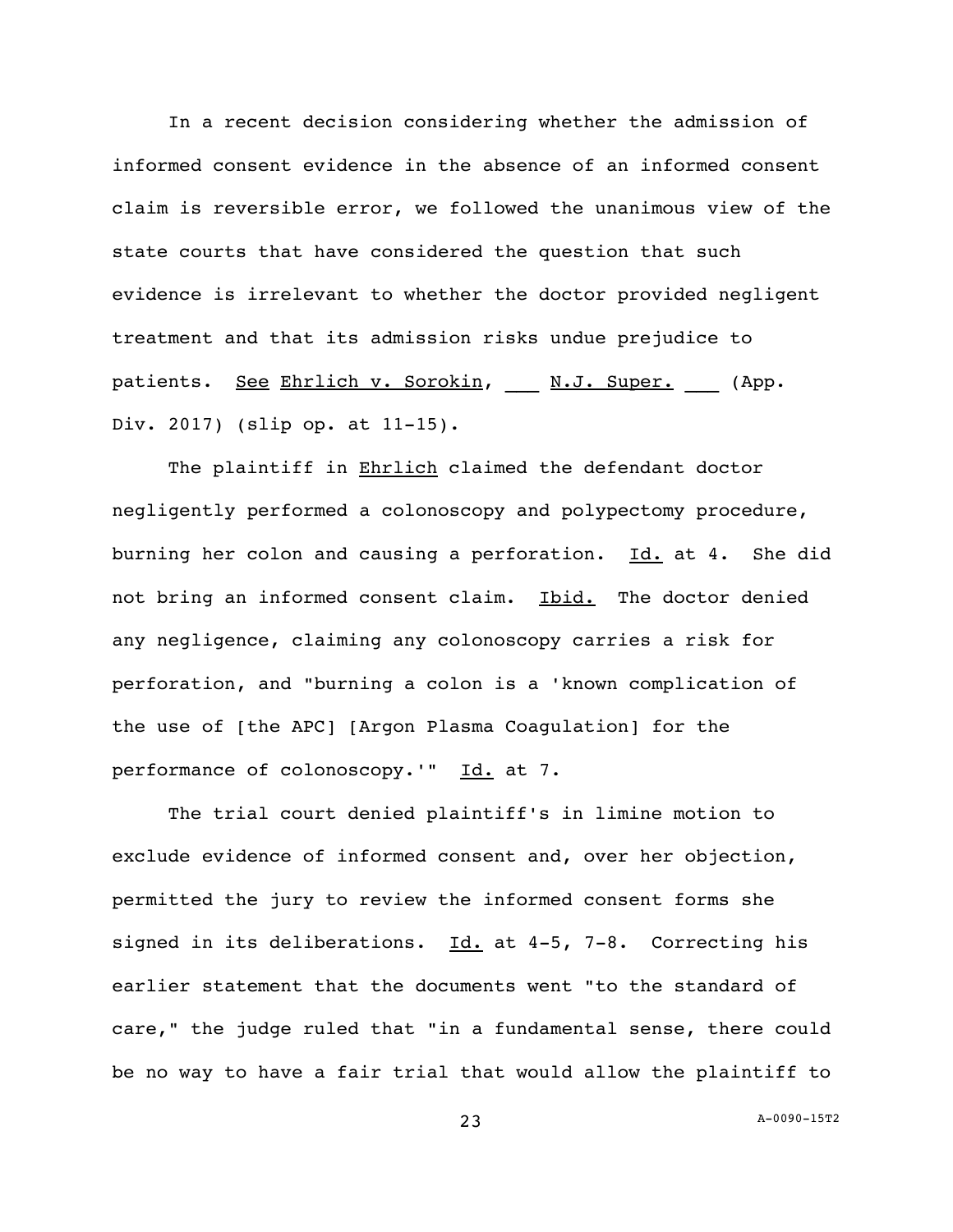In a recent decision considering whether the admission of informed consent evidence in the absence of an informed consent claim is reversible error, we followed the unanimous view of the state courts that have considered the question that such evidence is irrelevant to whether the doctor provided negligent treatment and that its admission risks undue prejudice to patients. See Ehrlich v. Sorokin, ___ N.J. Super. ___ (App. Div. 2017) (slip op. at 11-15).

The plaintiff in Ehrlich claimed the defendant doctor negligently performed a colonoscopy and polypectomy procedure, burning her colon and causing a perforation. Id. at 4. She did not bring an informed consent claim. Ibid. The doctor denied any negligence, claiming any colonoscopy carries a risk for perforation, and "burning a colon is a 'known complication of the use of [the APC] [Argon Plasma Coagulation] for the performance of colonoscopy.'" Id. at 7.

The trial court denied plaintiff's in limine motion to exclude evidence of informed consent and, over her objection, permitted the jury to review the informed consent forms she signed in its deliberations. Id. at 4-5, 7-8. Correcting his earlier statement that the documents went "to the standard of care," the judge ruled that "in a fundamental sense, there could be no way to have a fair trial that would allow the plaintiff to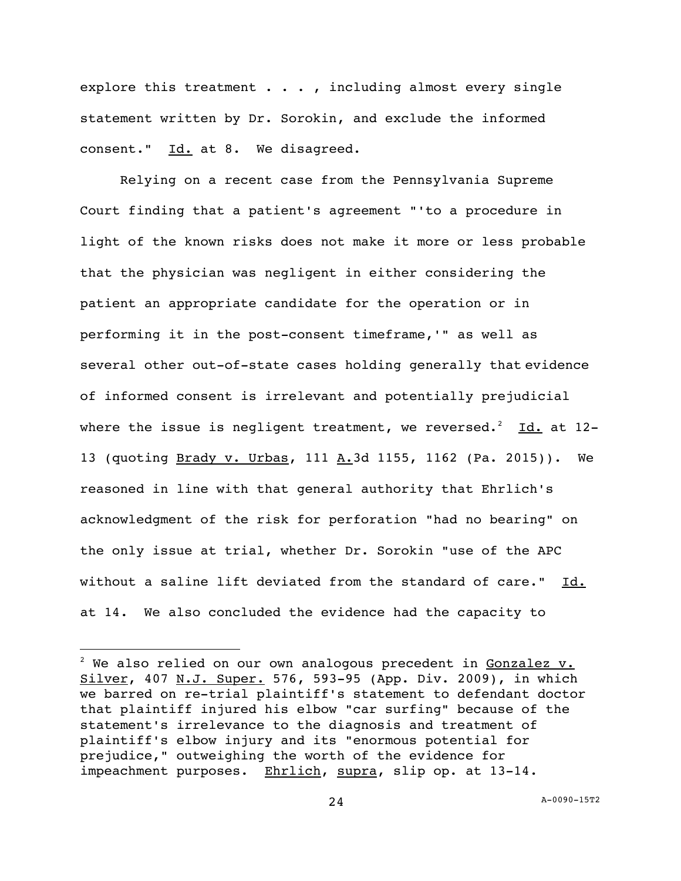explore this treatment . . . , including almost every single statement written by Dr. Sorokin, and exclude the informed consent." Id. at 8. We disagreed.

Relying on a recent case from the Pennsylvania Supreme Court finding that a patient's agreement "'to a procedure in light of the known risks does not make it more or less probable that the physician was negligent in either considering the patient an appropriate candidate for the operation or in performing it in the post-consent timeframe,'" as well as several other out-of-state cases holding generally that evidence of informed consent is irrelevant and potentially prejudicial where the issue is negligent treatment, we reversed.[2] Id. at 12-13 (quoting Brady v. Urbas, 111 A.3d 1155, 1162 (Pa. 2015)). We reasoned in line with that general authority that Ehrlich's acknowledgment of the risk for perforation "had no bearing" on the only issue at trial, whether Dr. Sorokin "use of the APC without a saline lift deviated from the standard of care." Id. at 14. We also concluded the evidence had the capacity to

---

[2] We also relied on our own analogous precedent in Gonzalez v. Silver, 407 N.J. Super. 576, 593-95 (App. Div. 2009), in which we barred on re-trial plaintiff's statement to defendant doctor that plaintiff injured his elbow "car surfing" because of the statement's irrelevance to the diagnosis and treatment of plaintiff's elbow injury and its "enormous potential for prejudice," outweighing the worth of the evidence for impeachment purposes. Ehrlich, supra, slip op. at 13-14.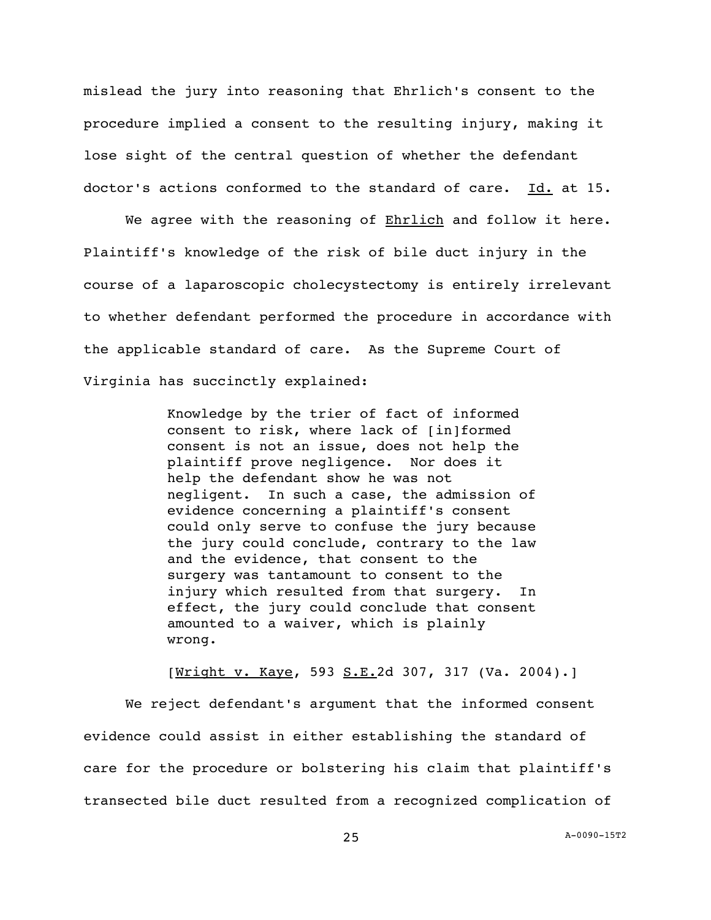mislead the jury into reasoning that Ehrlich's consent to the procedure implied a consent to the resulting injury, making it lose sight of the central question of whether the defendant doctor's actions conformed to the standard of care. Id. at 15.

We agree with the reasoning of Ehrlich and follow it here. Plaintiff's knowledge of the risk of bile duct injury in the course of a laparoscopic cholecystectomy is entirely irrelevant to whether defendant performed the procedure in accordance with the applicable standard of care. As the Supreme Court of Virginia has succinctly explained:

> Knowledge by the trier of fact of informed consent to risk, where lack of [in]formed consent is not an issue, does not help the plaintiff prove negligence. Nor does it help the defendant show he was not negligent. In such a case, the admission of evidence concerning a plaintiff's consent could only serve to confuse the jury because the jury could conclude, contrary to the law and the evidence, that consent to the surgery was tantamount to consent to the injury which resulted from that surgery. In effect, the jury could conclude that consent amounted to a waiver, which is plainly wrong.
>
> [Wright v. Kaye, 593 S.E.2d 307, 317 (Va. 2004).]

We reject defendant's argument that the informed consent evidence could assist in either establishing the standard of care for the procedure or bolstering his claim that plaintiff's transected bile duct resulted from a recognized complication of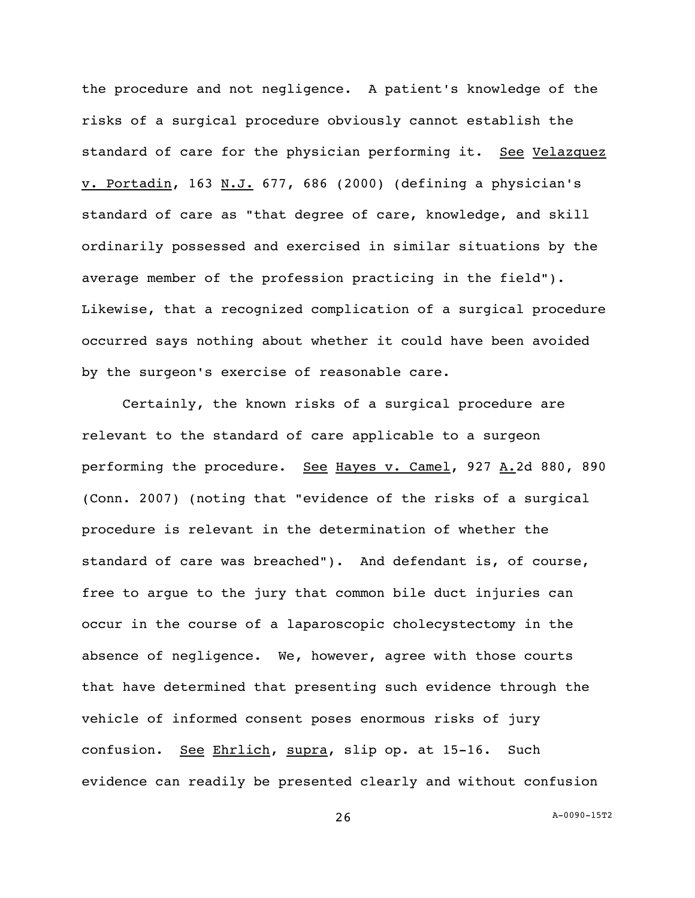the procedure and not negligence. A patient's knowledge of the risks of a surgical procedure obviously cannot establish the standard of care for the physician performing it. See Velazquez v. Portadin, 163 N.J. 677, 686 (2000) (defining a physician's standard of care as "that degree of care, knowledge, and skill ordinarily possessed and exercised in similar situations by the average member of the profession practicing in the field"). Likewise, that a recognized complication of a surgical procedure occurred says nothing about whether it could have been avoided by the surgeon's exercise of reasonable care.

Certainly, the known risks of a surgical procedure are relevant to the standard of care applicable to a surgeon performing the procedure. See Hayes v. Camel, 927 A.2d 880, 890 (Conn. 2007) (noting that "evidence of the risks of a surgical procedure is relevant in the determination of whether the standard of care was breached"). And defendant is, of course, free to argue to the jury that common bile duct injuries can occur in the course of a laparoscopic cholecystectomy in the absence of negligence. We, however, agree with those courts that have determined that presenting such evidence through the vehicle of informed consent poses enormous risks of jury confusion. See Ehrlich, supra, slip op. at 15-16. Such evidence can readily be presented clearly and without confusion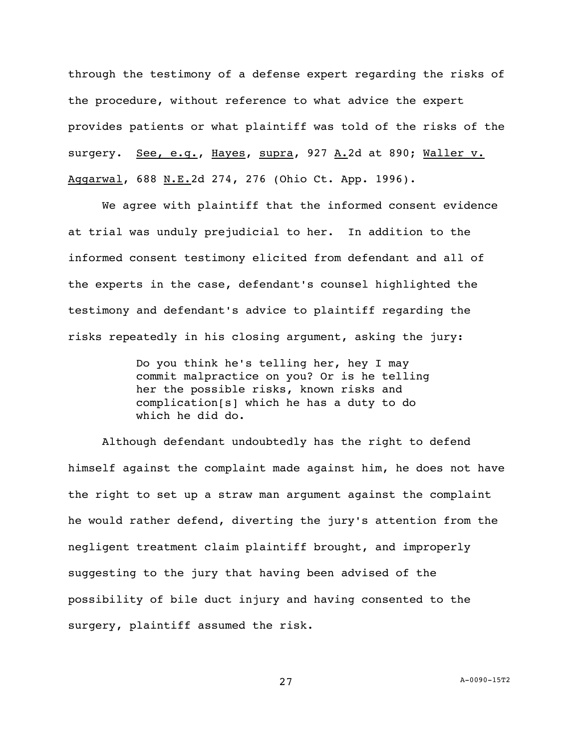through the testimony of a defense expert regarding the risks of the procedure, without reference to what advice the expert provides patients or what plaintiff was told of the risks of the surgery. See, e.g., Hayes, supra, 927 A.2d at 890; Waller v. Aggarwal, 688 N.E.2d 274, 276 (Ohio Ct. App. 1996).

We agree with plaintiff that the informed consent evidence at trial was unduly prejudicial to her. In addition to the informed consent testimony elicited from defendant and all of the experts in the case, defendant's counsel highlighted the testimony and defendant's advice to plaintiff regarding the risks repeatedly in his closing argument, asking the jury:

> Do you think he's telling her, hey I may commit malpractice on you? Or is he telling her the possible risks, known risks and complication[s] which he has a duty to do which he did do.

Although defendant undoubtedly has the right to defend himself against the complaint made against him, he does not have the right to set up a straw man argument against the complaint he would rather defend, diverting the jury's attention from the negligent treatment claim plaintiff brought, and improperly suggesting to the jury that having been advised of the possibility of bile duct injury and having consented to the surgery, plaintiff assumed the risk.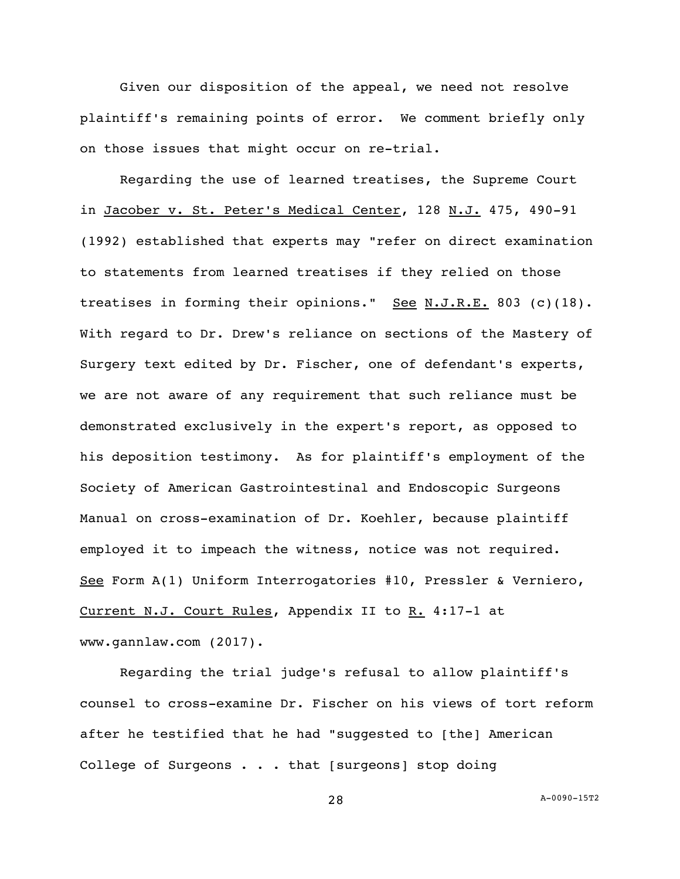Given our disposition of the appeal, we need not resolve plaintiff's remaining points of error. We comment briefly only on those issues that might occur on re-trial.

Regarding the use of learned treatises, the Supreme Court in Jacober v. St. Peter's Medical Center, 128 N.J. 475, 490-91 (1992) established that experts may "refer on direct examination to statements from learned treatises if they relied on those treatises in forming their opinions." See N.J.R.E. 803 (c)(18). With regard to Dr. Drew's reliance on sections of the Mastery of Surgery text edited by Dr. Fischer, one of defendant's experts, we are not aware of any requirement that such reliance must be demonstrated exclusively in the expert's report, as opposed to his deposition testimony. As for plaintiff's employment of the Society of American Gastrointestinal and Endoscopic Surgeons Manual on cross-examination of Dr. Koehler, because plaintiff employed it to impeach the witness, notice was not required. See Form A(1) Uniform Interrogatories #10, Pressler & Verniero, Current N.J. Court Rules, Appendix II to R. 4:17-1 at www.gannlaw.com (2017).

Regarding the trial judge's refusal to allow plaintiff's counsel to cross-examine Dr. Fischer on his views of tort reform after he testified that he had "suggested to [the] American College of Surgeons . . . that [surgeons] stop doing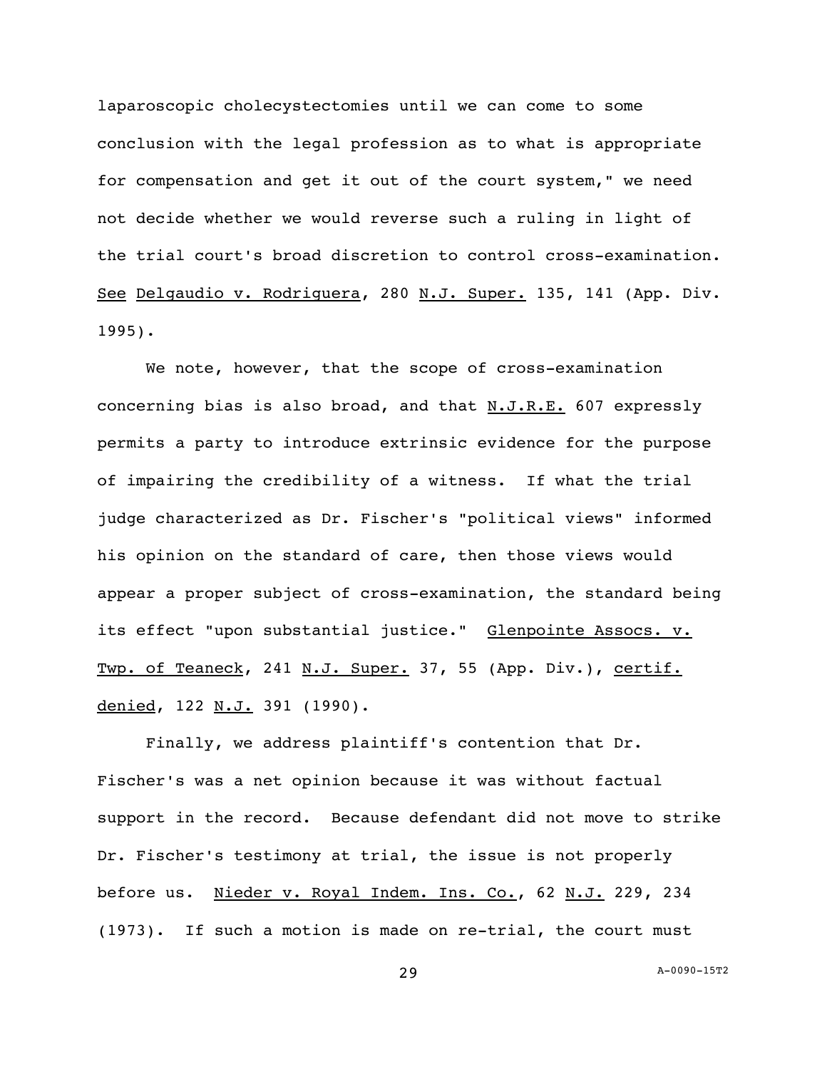laparoscopic cholecystectomies until we can come to some conclusion with the legal profession as to what is appropriate for compensation and get it out of the court system," we need not decide whether we would reverse such a ruling in light of the trial court's broad discretion to control cross-examination. See Delgaudio v. Rodriguera, 280 N.J. Super. 135, 141 (App. Div. 1995).

We note, however, that the scope of cross-examination concerning bias is also broad, and that N.J.R.E. 607 expressly permits a party to introduce extrinsic evidence for the purpose of impairing the credibility of a witness. If what the trial judge characterized as Dr. Fischer's "political views" informed his opinion on the standard of care, then those views would appear a proper subject of cross-examination, the standard being its effect "upon substantial justice." Glenpointe Assocs. v. Twp. of Teaneck, 241 N.J. Super. 37, 55 (App. Div.), certif. denied, 122 N.J. 391 (1990).

Finally, we address plaintiff's contention that Dr. Fischer's was a net opinion because it was without factual support in the record. Because defendant did not move to strike Dr. Fischer's testimony at trial, the issue is not properly before us. Nieder v. Royal Indem. Ins. Co., 62 N.J. 229, 234 (1973). If such a motion is made on re-trial, the court must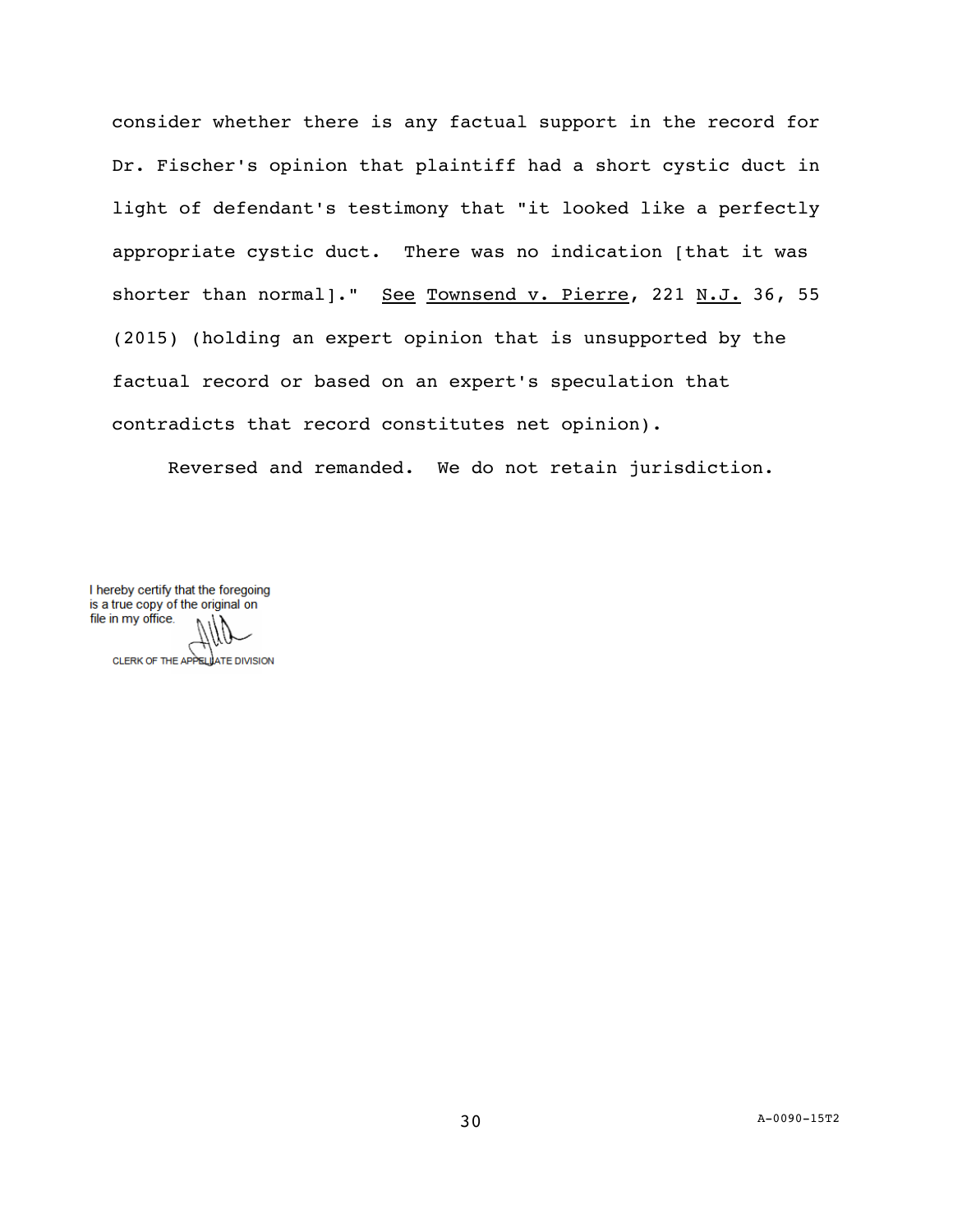consider whether there is any factual support in the record for Dr. Fischer's opinion that plaintiff had a short cystic duct in light of defendant's testimony that "it looked like a perfectly appropriate cystic duct. There was no indication [that it was shorter than normal]." See Townsend v. Pierre, 221 N.J. 36, 55 (2015) (holding an expert opinion that is unsupported by the factual record or based on an expert's speculation that contradicts that record constitutes net opinion).

Reversed and remanded. We do not retain jurisdiction.

I hereby certify that the foregoing is a true copy of the original on file in my office.

CLERK OF THE APPELLATE DIVISION